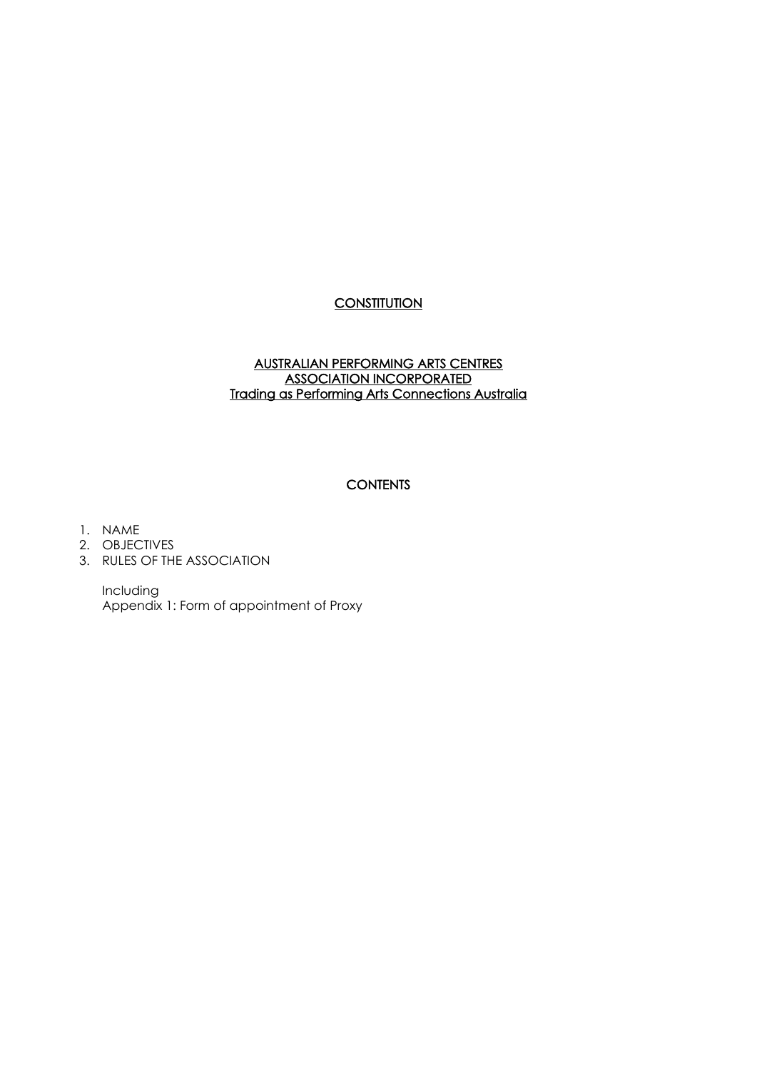# CONSTITUTION

## AUSTRALIAN PERFORMING ARTS CENTRES ASSOCIATION INCORPORATED
## Trading as Performing Arts Connections Australia

## CONTENTS

1. NAME
2. OBJECTIVES
3. RULES OF THE ASSOCIATION

   Including
   Appendix 1: Form of appointment of Proxy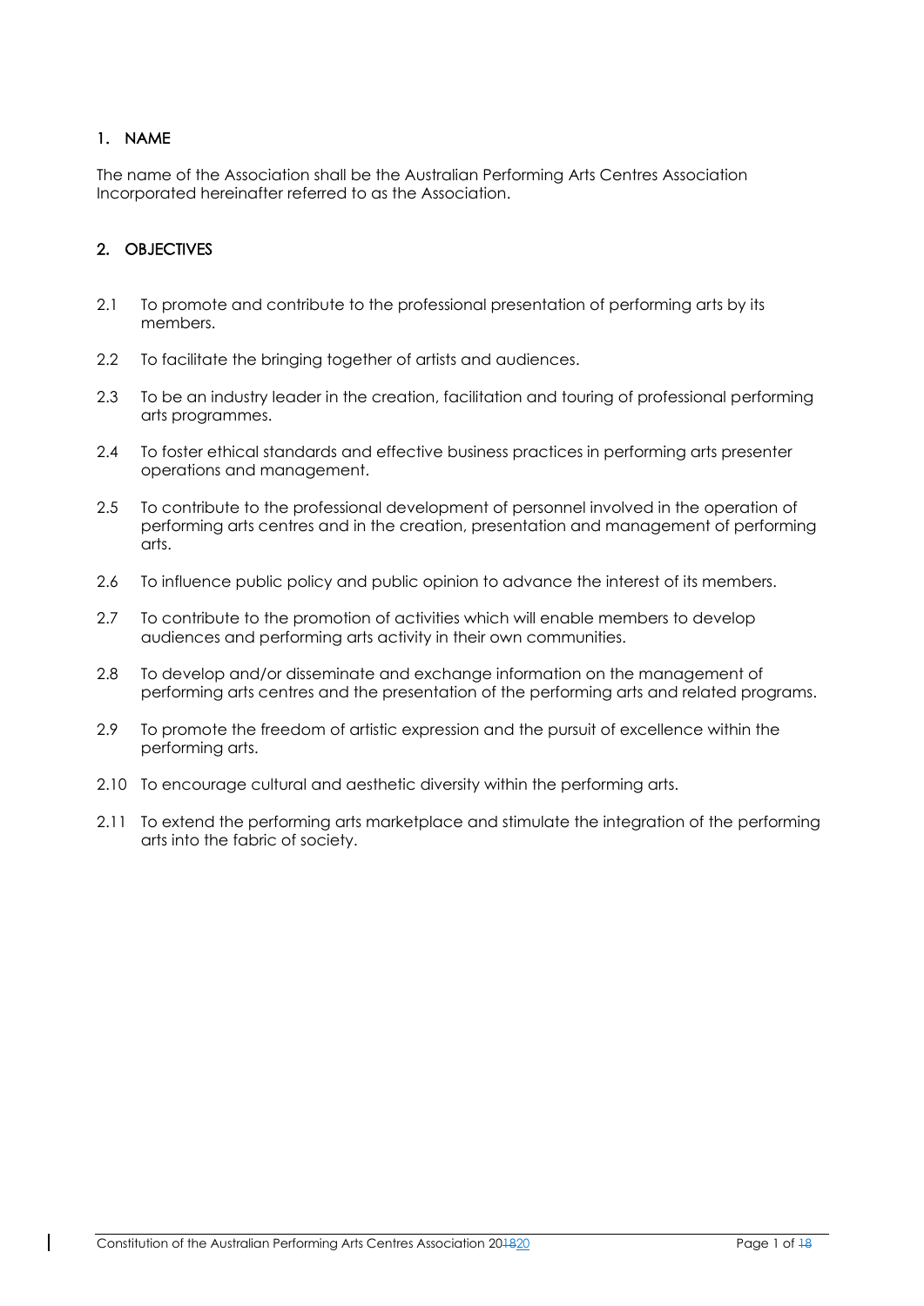## 1. NAME

The name of the Association shall be the Australian Performing Arts Centres Association Incorporated hereinafter referred to as the Association.

## 2. OBJECTIVES

2.1 To promote and contribute to the professional presentation of performing arts by its members.

2.2 To facilitate the bringing together of artists and audiences.

2.3 To be an industry leader in the creation, facilitation and touring of professional performing arts programmes.

2.4 To foster ethical standards and effective business practices in performing arts presenter operations and management.

2.5 To contribute to the professional development of personnel involved in the operation of performing arts centres and in the creation, presentation and management of performing arts.

2.6 To influence public policy and public opinion to advance the interest of its members.

2.7 To contribute to the promotion of activities which will enable members to develop audiences and performing arts activity in their own communities.

2.8 To develop and/or disseminate and exchange information on the management of performing arts centres and the presentation of the performing arts and related programs.

2.9 To promote the freedom of artistic expression and the pursuit of excellence within the performing arts.

2.10 To encourage cultural and aesthetic diversity within the performing arts.

2.11 To extend the performing arts marketplace and stimulate the integration of the performing arts into the fabric of society.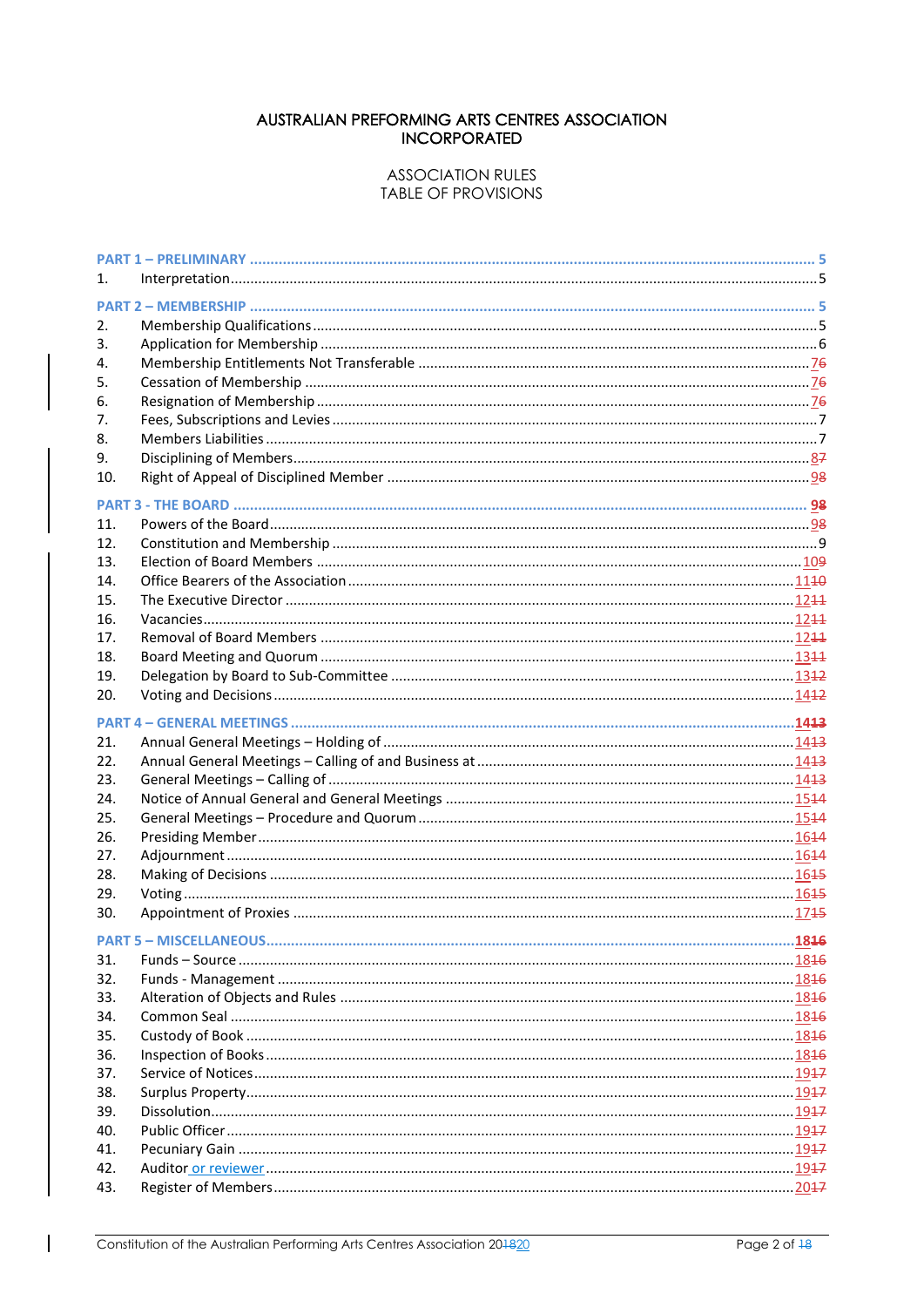# AUSTRALIAN PREFORMING ARTS CENTRES ASSOCIATION INCORPORATED

## ASSOCIATION RULES
## TABLE OF PROVISIONS

| No. | Provision | Page |
|---|---|---|
| **PART 1 – PRELIMINARY** | | **5** |
| 1. | Interpretation | 5 |
| **PART 2 – MEMBERSHIP** | | **5** |
| 2. | Membership Qualifications | 5 |
| 3. | Application for Membership | 6 |
| 4. | Membership Entitlements Not Transferable | 7~~6~~ |
| 5. | Cessation of Membership | 7~~6~~ |
| 6. | Resignation of Membership | 7~~6~~ |
| 7. | Fees, Subscriptions and Levies | 7 |
| 8. | Members Liabilities | 7 |
| 9. | Disciplining of Members | 8~~7~~ |
| 10. | Right of Appeal of Disciplined Member | 9~~8~~ |
| **PART 3 - THE BOARD** | | **9~~8~~** |
| 11. | Powers of the Board | 9~~8~~ |
| 12. | Constitution and Membership | 9 |
| 13. | Election of Board Members | 10~~9~~ |
| 14. | Office Bearers of the Association | 11~~10~~ |
| 15. | The Executive Director | 12~~11~~ |
| 16. | Vacancies | 12~~11~~ |
| 17. | Removal of Board Members | 12~~11~~ |
| 18. | Board Meeting and Quorum | 13~~11~~ |
| 19. | Delegation by Board to Sub-Committee | 13~~12~~ |
| 20. | Voting and Decisions | 14~~12~~ |
| **PART 4 – GENERAL MEETINGS** | | **14~~13~~** |
| 21. | Annual General Meetings – Holding of | 14~~13~~ |
| 22. | Annual General Meetings – Calling of and Business at | 14~~13~~ |
| 23. | General Meetings – Calling of | 14~~13~~ |
| 24. | Notice of Annual General and General Meetings | 15~~14~~ |
| 25. | General Meetings – Procedure and Quorum | 15~~14~~ |
| 26. | Presiding Member | 16~~14~~ |
| 27. | Adjournment | 16~~14~~ |
| 28. | Making of Decisions | 16~~15~~ |
| 29. | Voting | 16~~15~~ |
| 30. | Appointment of Proxies | 17~~15~~ |
| **PART 5 – MISCELLANEOUS** | | **18~~16~~** |
| 31. | Funds – Source | 18~~16~~ |
| 32. | Funds - Management | 18~~16~~ |
| 33. | Alteration of Objects and Rules | 18~~16~~ |
| 34. | Common Seal | 18~~16~~ |
| 35. | Custody of Book | 18~~16~~ |
| 36. | Inspection of Books | 18~~16~~ |
| 37. | Service of Notices | 19~~17~~ |
| 38. | Surplus Property | 19~~17~~ |
| 39. | Dissolution | 19~~17~~ |
| 40. | Public Officer | 19~~17~~ |
| 41. | Pecuniary Gain | 19~~17~~ |
| 42. | Auditor or reviewer | 19~~17~~ |
| 43. | Register of Members | 20~~17~~ |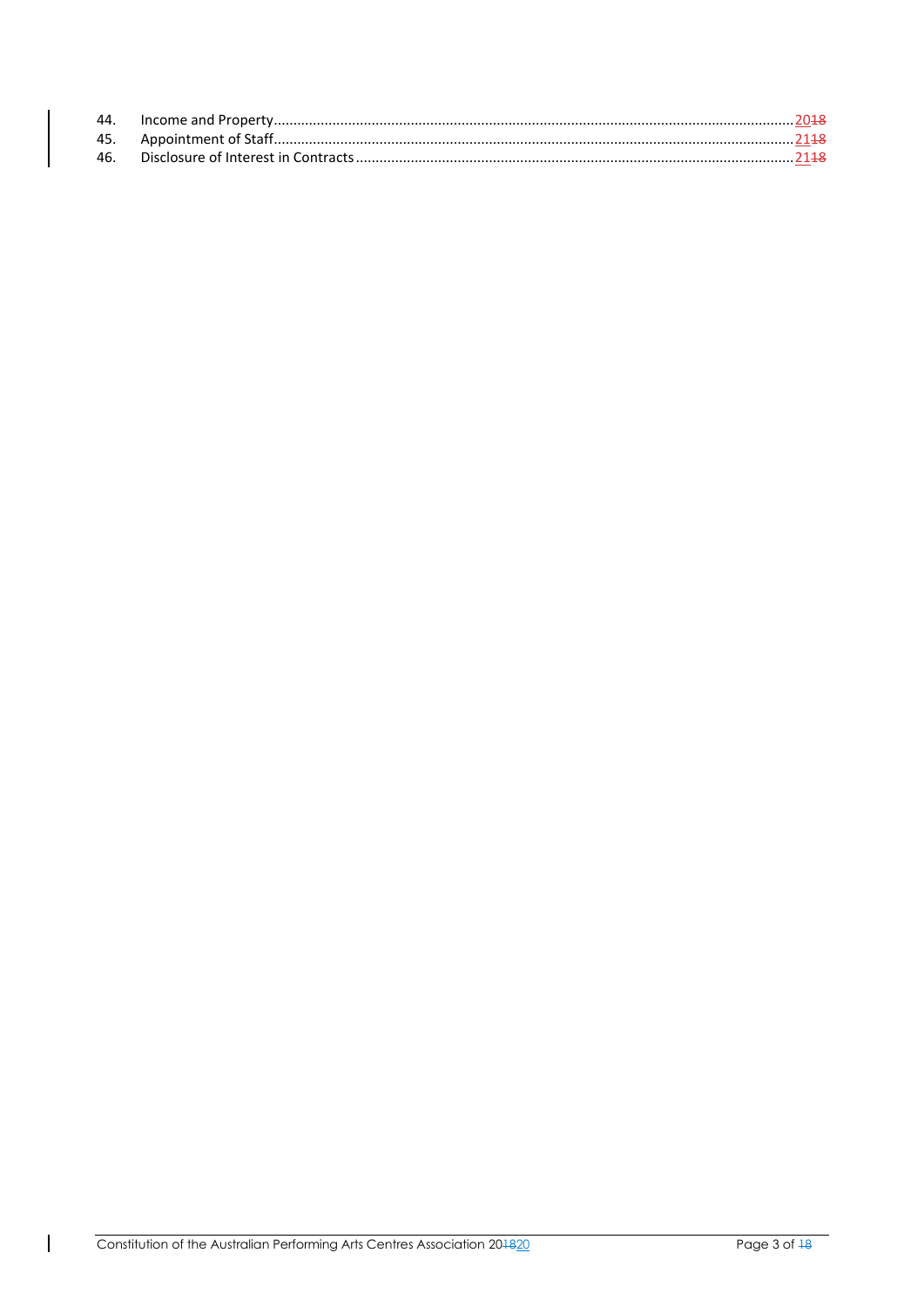44. Income and Property ........................................................................................................ 2018
45. Appointment of Staff ........................................................................................................ 2118
46. Disclosure of Interest in Contracts ................................................................................... 2118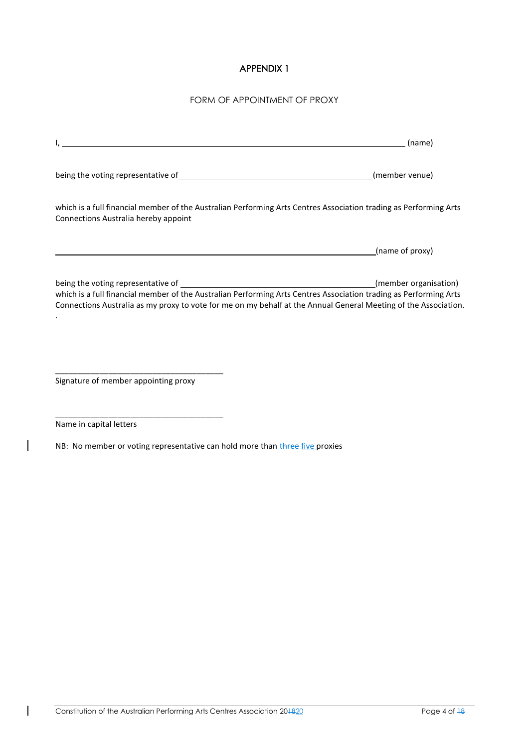# APPENDIX 1

## FORM OF APPOINTMENT OF PROXY

I, \_\_\_\_\_\_\_\_\_\_\_\_\_\_\_\_\_\_\_\_\_\_\_\_\_\_\_\_\_\_\_\_\_\_\_\_\_\_\_\_\_\_\_\_\_\_\_\_\_\_\_\_\_\_\_\_\_\_\_\_ (name)

being the voting representative of\_\_\_\_\_\_\_\_\_\_\_\_\_\_\_\_\_\_\_\_\_\_\_\_\_\_\_\_\_\_\_\_\_\_\_\_\_\_\_\_(member venue)

which is a full financial member of the Australian Performing Arts Centres Association trading as Performing Arts Connections Australia hereby appoint

\_\_\_\_\_\_\_\_\_\_\_\_\_\_\_\_\_\_\_\_\_\_\_\_\_\_\_\_\_\_\_\_\_\_\_\_\_\_\_\_\_\_\_\_\_\_\_\_\_\_\_\_\_\_\_\_\_\_\_\_\_\_(name of proxy)

being the voting representative of \_\_\_\_\_\_\_\_\_\_\_\_\_\_\_\_\_\_\_\_\_\_\_\_\_\_\_\_\_\_\_\_\_\_\_\_\_\_\_\_(member organisation)
which is a full financial member of the Australian Performing Arts Centres Association trading as Performing Arts Connections Australia as my proxy to vote for me on my behalf at the Annual General Meeting of the Association.
.

\_\_\_\_\_\_\_\_\_\_\_\_\_\_\_\_\_\_\_\_\_\_\_\_\_\_\_\_\_\_\_\_\_\_\_\_\_\_\_
Signature of member appointing proxy

\_\_\_\_\_\_\_\_\_\_\_\_\_\_\_\_\_\_\_\_\_\_\_\_\_\_\_\_\_\_\_\_\_\_\_\_\_\_\_
Name in capital letters

NB: No member or voting representative can hold more than ~~three~~ five proxies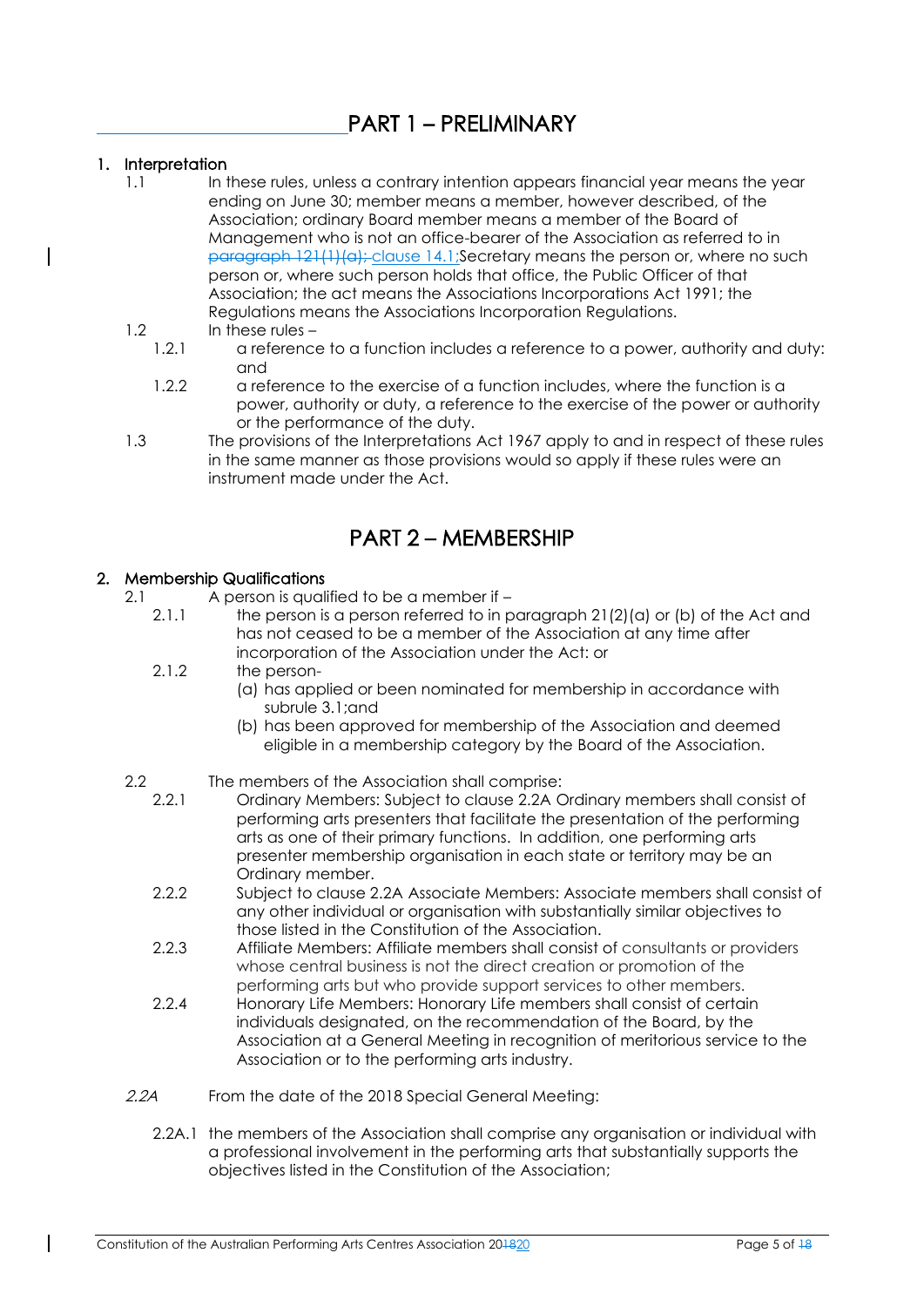# PART 1 – PRELIMINARY

## 1. Interpretation

1.1 In these rules, unless a contrary intention appears financial year means the year ending on June 30; member means a member, however described, of the Association; ordinary Board member means a member of the Board of Management who is not an office-bearer of the Association as referred to in ~~paragraph 121(1)(a);~~ clause 14.1;Secretary means the person or, where no such person or, where such person holds that office, the Public Officer of that Association; the act means the Associations Incorporations Act 1991; the Regulations means the Associations Incorporation Regulations.

1.2 In these rules –

1.2.1 a reference to a function includes a reference to a power, authority and duty: and

1.2.2 a reference to the exercise of a function includes, where the function is a power, authority or duty, a reference to the exercise of the power or authority or the performance of the duty.

1.3 The provisions of the Interpretations Act 1967 apply to and in respect of these rules in the same manner as those provisions would so apply if these rules were an instrument made under the Act.

# PART 2 – MEMBERSHIP

## 2. Membership Qualifications

2.1 A person is qualified to be a member if –

2.1.1 the person is a person referred to in paragraph 21(2)(a) or (b) of the Act and has not ceased to be a member of the Association at any time after incorporation of the Association under the Act: or

2.1.2 the person-

(a) has applied or been nominated for membership in accordance with subrule 3.1;and

(b) has been approved for membership of the Association and deemed eligible in a membership category by the Board of the Association.

2.2 The members of the Association shall comprise:

2.2.1 Ordinary Members: Subject to clause 2.2A Ordinary members shall consist of performing arts presenters that facilitate the presentation of the performing arts as one of their primary functions. In addition, one performing arts presenter membership organisation in each state or territory may be an Ordinary member.

2.2.2 Subject to clause 2.2A Associate Members: Associate members shall consist of any other individual or organisation with substantially similar objectives to those listed in the Constitution of the Association.

2.2.3 Affiliate Members: Affiliate members shall consist of consultants or providers whose central business is not the direct creation or promotion of the performing arts but who provide support services to other members.

2.2.4 Honorary Life Members: Honorary Life members shall consist of certain individuals designated, on the recommendation of the Board, by the Association at a General Meeting in recognition of meritorious service to the Association or to the performing arts industry.

*2.2A* From the date of the 2018 Special General Meeting:

2.2A.1 the members of the Association shall comprise any organisation or individual with a professional involvement in the performing arts that substantially supports the objectives listed in the Constitution of the Association;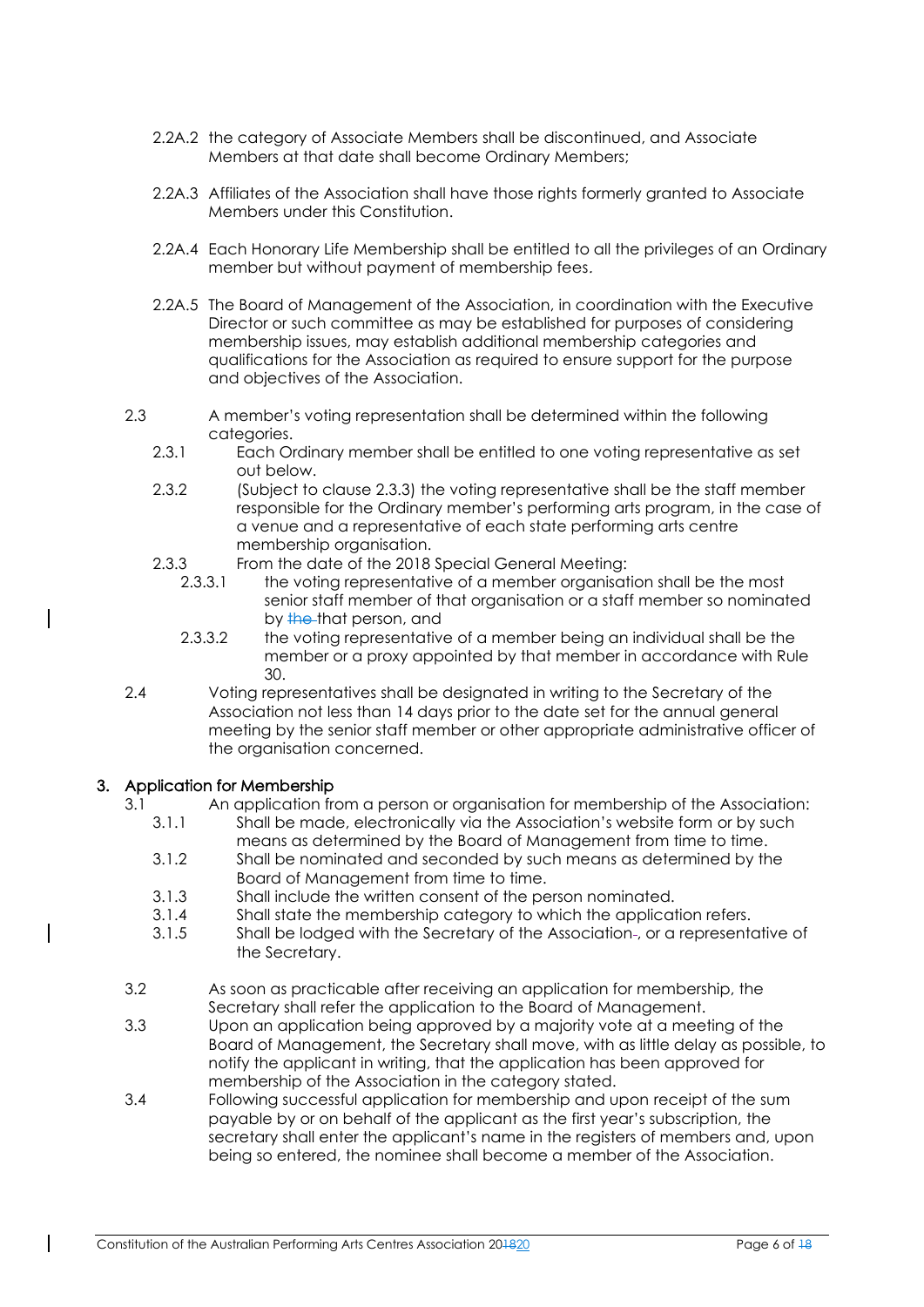2.2A.2 the category of Associate Members shall be discontinued, and Associate Members at that date shall become Ordinary Members;

2.2A.3 Affiliates of the Association shall have those rights formerly granted to Associate Members under this Constitution.

2.2A.4 Each Honorary Life Membership shall be entitled to all the privileges of an Ordinary member but without payment of membership fees.

2.2A.5 The Board of Management of the Association, in coordination with the Executive Director or such committee as may be established for purposes of considering membership issues, may establish additional membership categories and qualifications for the Association as required to ensure support for the purpose and objectives of the Association.

2.3 A member's voting representation shall be determined within the following categories.

2.3.1 Each Ordinary member shall be entitled to one voting representative as set out below.

2.3.2 (Subject to clause 2.3.3) the voting representative shall be the staff member responsible for the Ordinary member's performing arts program, in the case of a venue and a representative of each state performing arts centre membership organisation.

2.3.3 From the date of the 2018 Special General Meeting:

2.3.3.1 the voting representative of a member organisation shall be the most senior staff member of that organisation or a staff member so nominated by ~~the~~ that person, and

2.3.3.2 the voting representative of a member being an individual shall be the member or a proxy appointed by that member in accordance with Rule 30.

2.4 Voting representatives shall be designated in writing to the Secretary of the Association not less than 14 days prior to the date set for the annual general meeting by the senior staff member or other appropriate administrative officer of the organisation concerned.

## 3. Application for Membership

3.1 An application from a person or organisation for membership of the Association:

3.1.1 Shall be made, electronically via the Association's website form or by such means as determined by the Board of Management from time to time.

3.1.2 Shall be nominated and seconded by such means as determined by the Board of Management from time to time.

3.1.3 Shall include the written consent of the person nominated.

3.1.4 Shall state the membership category to which the application refers.

3.1.5 Shall be lodged with the Secretary of the Association~~.~~, or a representative of the Secretary.

3.2 As soon as practicable after receiving an application for membership, the Secretary shall refer the application to the Board of Management.

3.3 Upon an application being approved by a majority vote at a meeting of the Board of Management, the Secretary shall move, with as little delay as possible, to notify the applicant in writing, that the application has been approved for membership of the Association in the category stated.

3.4 Following successful application for membership and upon receipt of the sum payable by or on behalf of the applicant as the first year's subscription, the secretary shall enter the applicant's name in the registers of members and, upon being so entered, the nominee shall become a member of the Association.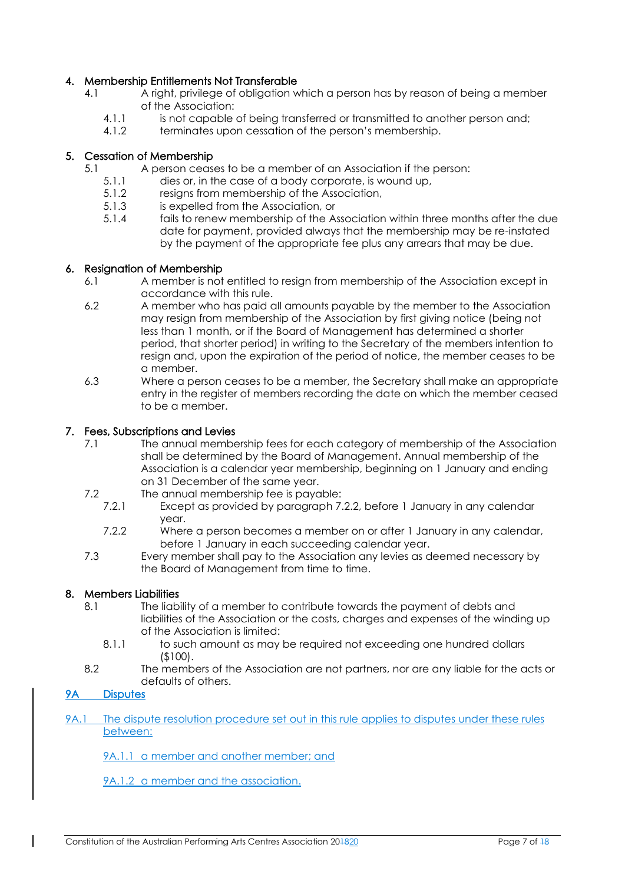## 4. Membership Entitlements Not Transferable

4.1 A right, privilege of obligation which a person has by reason of being a member of the Association:

4.1.1 is not capable of being transferred or transmitted to another person and;

4.1.2 terminates upon cessation of the person's membership.

## 5. Cessation of Membership

5.1 A person ceases to be a member of an Association if the person:

5.1.1 dies or, in the case of a body corporate, is wound up,

5.1.2 resigns from membership of the Association,

5.1.3 is expelled from the Association, or

5.1.4 fails to renew membership of the Association within three months after the due date for payment, provided always that the membership may be re-instated by the payment of the appropriate fee plus any arrears that may be due.

## 6. Resignation of Membership

6.1 A member is not entitled to resign from membership of the Association except in accordance with this rule.

6.2 A member who has paid all amounts payable by the member to the Association may resign from membership of the Association by first giving notice (being not less than 1 month, or if the Board of Management has determined a shorter period, that shorter period) in writing to the Secretary of the members intention to resign and, upon the expiration of the period of notice, the member ceases to be a member.

6.3 Where a person ceases to be a member, the Secretary shall make an appropriate entry in the register of members recording the date on which the member ceased to be a member.

## 7. Fees, Subscriptions and Levies

7.1 The annual membership fees for each category of membership of the Association shall be determined by the Board of Management. Annual membership of the Association is a calendar year membership, beginning on 1 January and ending on 31 December of the same year.

7.2 The annual membership fee is payable:

7.2.1 Except as provided by paragraph 7.2.2, before 1 January in any calendar year.

7.2.2 Where a person becomes a member on or after 1 January in any calendar, before 1 January in each succeeding calendar year.

7.3 Every member shall pay to the Association any levies as deemed necessary by the Board of Management from time to time.

## 8. Members Liabilities

8.1 The liability of a member to contribute towards the payment of debts and liabilities of the Association or the costs, charges and expenses of the winding up of the Association is limited:

8.1.1 to such amount as may be required not exceeding one hundred dollars ($100).

8.2 The members of the Association are not partners, nor are any liable for the acts or defaults of others.

## 9A Disputes

9A.1 The dispute resolution procedure set out in this rule applies to disputes under these rules between:

9A.1.1 a member and another member; and

9A.1.2 a member and the association.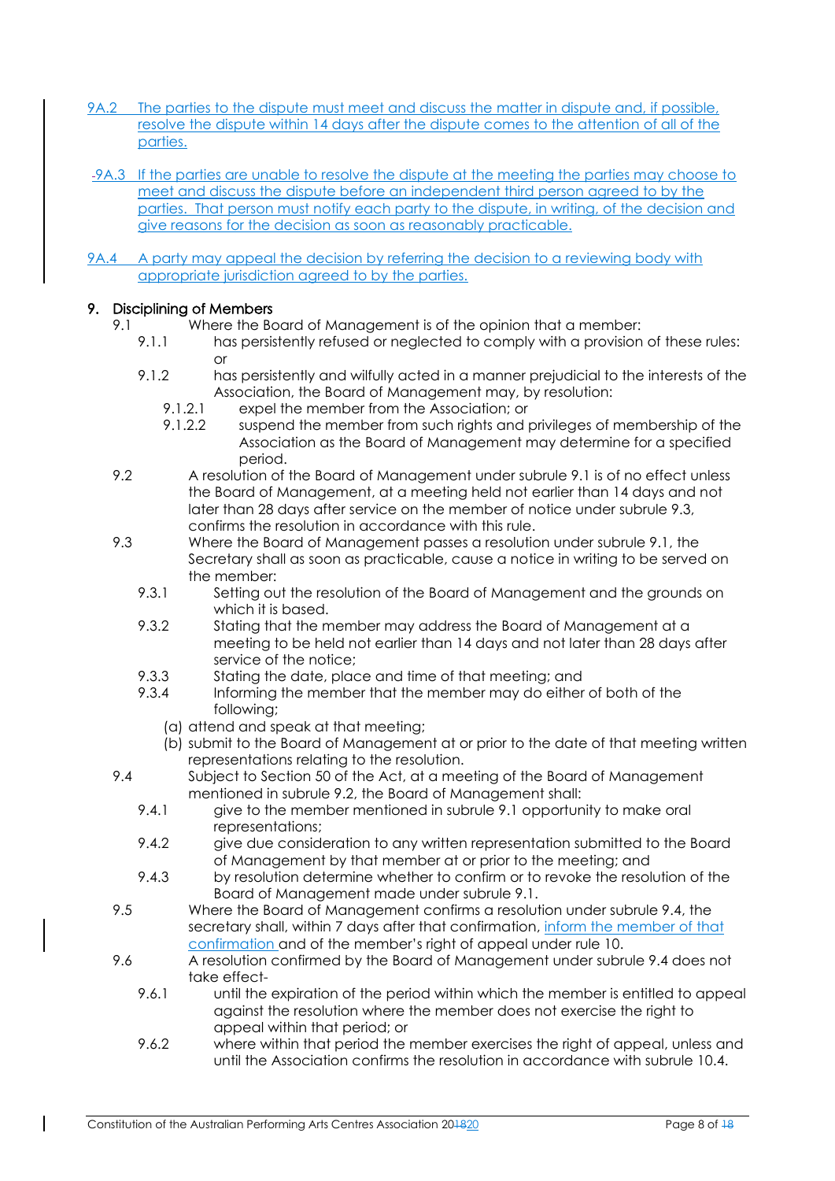9A.2 The parties to the dispute must meet and discuss the matter in dispute and, if possible, resolve the dispute within 14 days after the dispute comes to the attention of all of the parties.

9A.3 If the parties are unable to resolve the dispute at the meeting the parties may choose to meet and discuss the dispute before an independent third person agreed to by the parties. That person must notify each party to the dispute, in writing, of the decision and give reasons for the decision as soon as reasonably practicable.

9A.4 A party may appeal the decision by referring the decision to a reviewing body with appropriate jurisdiction agreed to by the parties.

## 9. Disciplining of Members

9.1 Where the Board of Management is of the opinion that a member:

- 9.1.1 has persistently refused or neglected to comply with a provision of these rules: or
- 9.1.2 has persistently and wilfully acted in a manner prejudicial to the interests of the Association, the Board of Management may, by resolution:
  - 9.1.2.1 expel the member from the Association; or
  - 9.1.2.2 suspend the member from such rights and privileges of membership of the Association as the Board of Management may determine for a specified period.

9.2 A resolution of the Board of Management under subrule 9.1 is of no effect unless the Board of Management, at a meeting held not earlier than 14 days and not later than 28 days after service on the member of notice under subrule 9.3, confirms the resolution in accordance with this rule.

9.3 Where the Board of Management passes a resolution under subrule 9.1, the Secretary shall as soon as practicable, cause a notice in writing to be served on the member:

- 9.3.1 Setting out the resolution of the Board of Management and the grounds on which it is based.
- 9.3.2 Stating that the member may address the Board of Management at a meeting to be held not earlier than 14 days and not later than 28 days after service of the notice;
- 9.3.3 Stating the date, place and time of that meeting; and
- 9.3.4 Informing the member that the member may do either of both of the following;
  - (a) attend and speak at that meeting;
  - (b) submit to the Board of Management at or prior to the date of that meeting written representations relating to the resolution.

9.4 Subject to Section 50 of the Act, at a meeting of the Board of Management mentioned in subrule 9.2, the Board of Management shall:

- 9.4.1 give to the member mentioned in subrule 9.1 opportunity to make oral representations;
- 9.4.2 give due consideration to any written representation submitted to the Board of Management by that member at or prior to the meeting; and
- 9.4.3 by resolution determine whether to confirm or to revoke the resolution of the Board of Management made under subrule 9.1.

9.5 Where the Board of Management confirms a resolution under subrule 9.4, the secretary shall, within 7 days after that confirmation, inform the member of that confirmation and of the member's right of appeal under rule 10.

9.6 A resolution confirmed by the Board of Management under subrule 9.4 does not take effect-

- 9.6.1 until the expiration of the period within which the member is entitled to appeal against the resolution where the member does not exercise the right to appeal within that period; or
- 9.6.2 where within that period the member exercises the right of appeal, unless and until the Association confirms the resolution in accordance with subrule 10.4.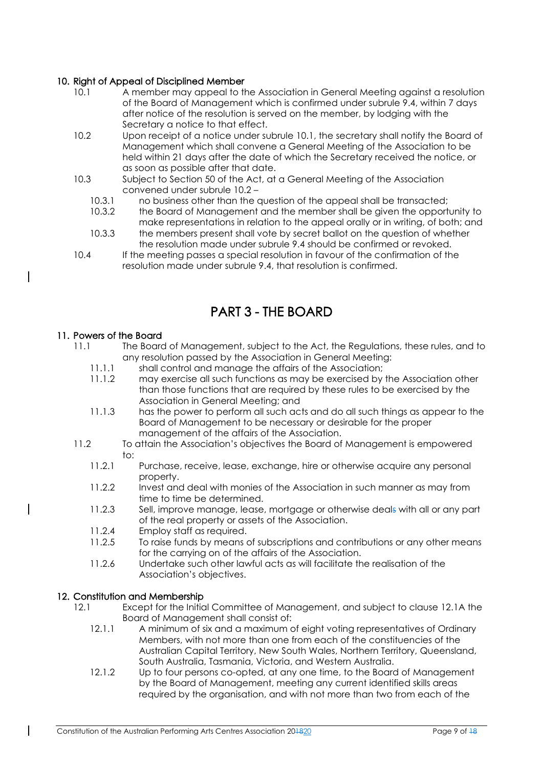## 10. Right of Appeal of Disciplined Member

10.1 A member may appeal to the Association in General Meeting against a resolution of the Board of Management which is confirmed under subrule 9.4, within 7 days after notice of the resolution is served on the member, by lodging with the Secretary a notice to that effect.

10.2 Upon receipt of a notice under subrule 10.1, the secretary shall notify the Board of Management which shall convene a General Meeting of the Association to be held within 21 days after the date of which the Secretary received the notice, or as soon as possible after that date.

10.3 Subject to Section 50 of the Act, at a General Meeting of the Association convened under subrule 10.2 –

- 10.3.1 no business other than the question of the appeal shall be transacted;
- 10.3.2 the Board of Management and the member shall be given the opportunity to make representations in relation to the appeal orally or in writing, of both; and
- 10.3.3 the members present shall vote by secret ballot on the question of whether the resolution made under subrule 9.4 should be confirmed or revoked.

10.4 If the meeting passes a special resolution in favour of the confirmation of the resolution made under subrule 9.4, that resolution is confirmed.

# PART 3 - THE BOARD

## 11. Powers of the Board

11.1 The Board of Management, subject to the Act, the Regulations, these rules, and to any resolution passed by the Association in General Meeting:

- 11.1.1 shall control and manage the affairs of the Association;
- 11.1.2 may exercise all such functions as may be exercised by the Association other than those functions that are required by these rules to be exercised by the Association in General Meeting; and
- 11.1.3 has the power to perform all such acts and do all such things as appear to the Board of Management to be necessary or desirable for the proper management of the affairs of the Association.

11.2 To attain the Association's objectives the Board of Management is empowered to:

- 11.2.1 Purchase, receive, lease, exchange, hire or otherwise acquire any personal property.
- 11.2.2 Invest and deal with monies of the Association in such manner as may from time to time be determined.
- 11.2.3 Sell, improve manage, lease, mortgage or otherwise deals with all or any part of the real property or assets of the Association.
- 11.2.4 Employ staff as required.
- 11.2.5 To raise funds by means of subscriptions and contributions or any other means for the carrying on of the affairs of the Association.
- 11.2.6 Undertake such other lawful acts as will facilitate the realisation of the Association's objectives.

## 12. Constitution and Membership

12.1 Except for the Initial Committee of Management, and subject to clause 12.1A the Board of Management shall consist of:

- 12.1.1 A minimum of six and a maximum of eight voting representatives of Ordinary Members, with not more than one from each of the constituencies of the Australian Capital Territory, New South Wales, Northern Territory, Queensland, South Australia, Tasmania, Victoria, and Western Australia.
- 12.1.2 Up to four persons co-opted, at any one time, to the Board of Management by the Board of Management, meeting any current identified skills areas required by the organisation, and with not more than two from each of the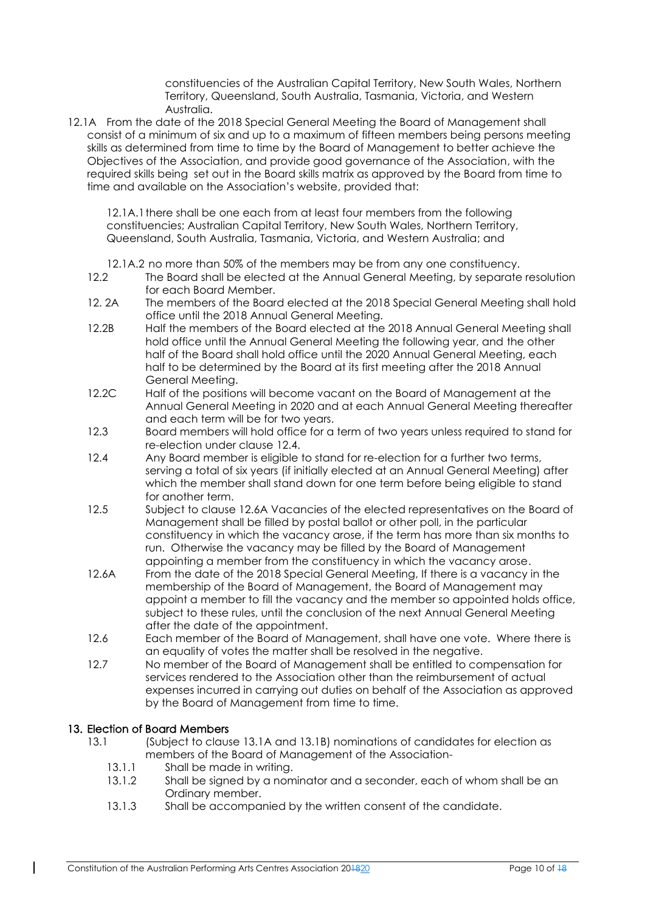constituencies of the Australian Capital Territory, New South Wales, Northern Territory, Queensland, South Australia, Tasmania, Victoria, and Western Australia.

12.1A From the date of the 2018 Special General Meeting the Board of Management shall consist of a minimum of six and up to a maximum of fifteen members being persons meeting skills as determined from time to time by the Board of Management to better achieve the Objectives of the Association, and provide good governance of the Association, with the required skills being set out in the Board skills matrix as approved by the Board from time to time and available on the Association's website, provided that:

12.1A.1 there shall be one each from at least four members from the following constituencies; Australian Capital Territory, New South Wales, Northern Territory, Queensland, South Australia, Tasmania, Victoria, and Western Australia; and

12.1A.2 no more than 50% of the members may be from any one constituency.

12.2 The Board shall be elected at the Annual General Meeting, by separate resolution for each Board Member.

12. 2A The members of the Board elected at the 2018 Special General Meeting shall hold office until the 2018 Annual General Meeting.

12.2B Half the members of the Board elected at the 2018 Annual General Meeting shall hold office until the Annual General Meeting the following year, and the other half of the Board shall hold office until the 2020 Annual General Meeting, each half to be determined by the Board at its first meeting after the 2018 Annual General Meeting.

12.2C Half of the positions will become vacant on the Board of Management at the Annual General Meeting in 2020 and at each Annual General Meeting thereafter and each term will be for two years.

12.3 Board members will hold office for a term of two years unless required to stand for re-election under clause 12.4.

12.4 Any Board member is eligible to stand for re-election for a further two terms, serving a total of six years (if initially elected at an Annual General Meeting) after which the member shall stand down for one term before being eligible to stand for another term.

12.5 Subject to clause 12.6A Vacancies of the elected representatives on the Board of Management shall be filled by postal ballot or other poll, in the particular constituency in which the vacancy arose, if the term has more than six months to run. Otherwise the vacancy may be filled by the Board of Management appointing a member from the constituency in which the vacancy arose.

12.6A From the date of the 2018 Special General Meeting, If there is a vacancy in the membership of the Board of Management, the Board of Management may appoint a member to fill the vacancy and the member so appointed holds office, subject to these rules, until the conclusion of the next Annual General Meeting after the date of the appointment.

12.6 Each member of the Board of Management, shall have one vote. Where there is an equality of votes the matter shall be resolved in the negative.

12.7 No member of the Board of Management shall be entitled to compensation for services rendered to the Association other than the reimbursement of actual expenses incurred in carrying out duties on behalf of the Association as approved by the Board of Management from time to time.

## 13. Election of Board Members

13.1 (Subject to clause 13.1A and 13.1B) nominations of candidates for election as members of the Board of Management of the Association-

13.1.1 Shall be made in writing.

13.1.2 Shall be signed by a nominator and a seconder, each of whom shall be an Ordinary member.

13.1.3 Shall be accompanied by the written consent of the candidate.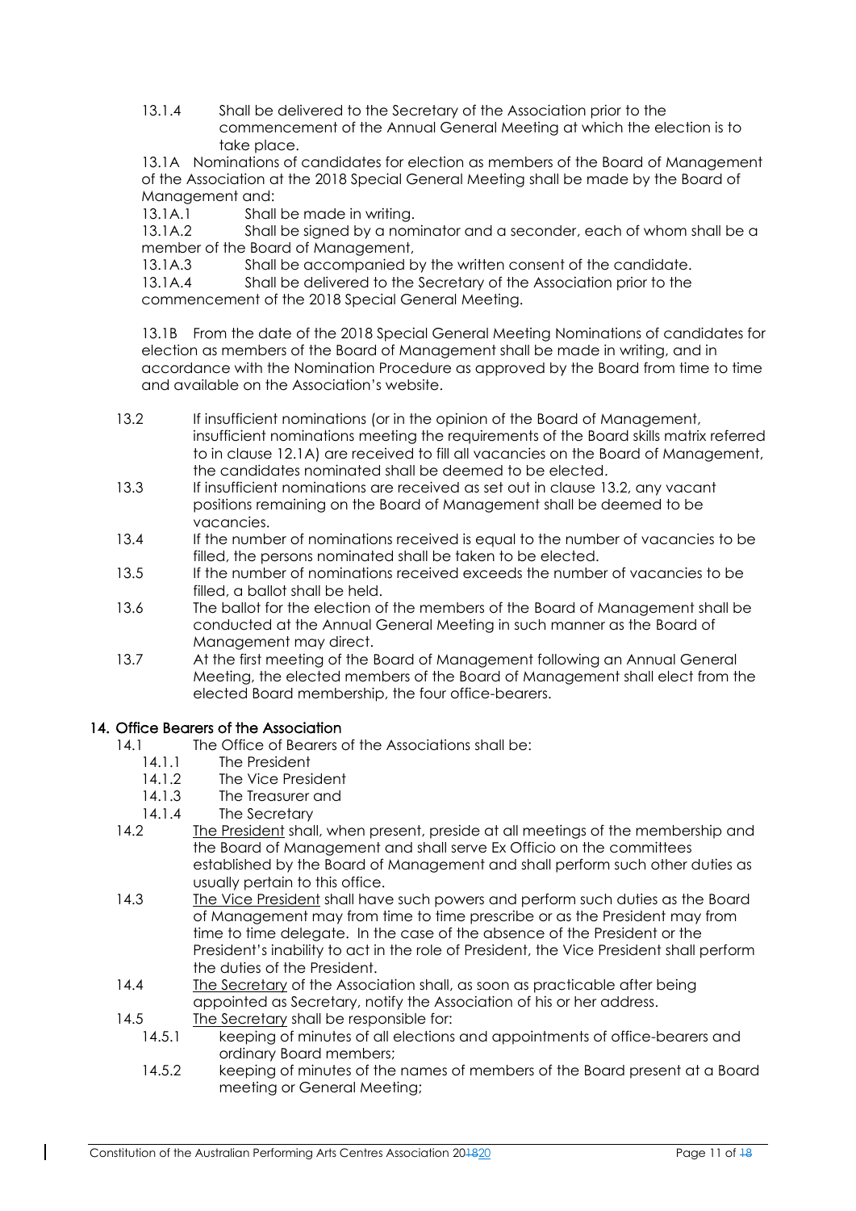13.1.4 Shall be delivered to the Secretary of the Association prior to the commencement of the Annual General Meeting at which the election is to take place.

13.1A Nominations of candidates for election as members of the Board of Management of the Association at the 2018 Special General Meeting shall be made by the Board of Management and:

13.1A.1 Shall be made in writing.

13.1A.2 Shall be signed by a nominator and a seconder, each of whom shall be a member of the Board of Management,

13.1A.3 Shall be accompanied by the written consent of the candidate.

13.1A.4 Shall be delivered to the Secretary of the Association prior to the commencement of the 2018 Special General Meeting.

13.1B From the date of the 2018 Special General Meeting Nominations of candidates for election as members of the Board of Management shall be made in writing, and in accordance with the Nomination Procedure as approved by the Board from time to time and available on the Association's website.

13.2 If insufficient nominations (or in the opinion of the Board of Management, insufficient nominations meeting the requirements of the Board skills matrix referred to in clause 12.1A) are received to fill all vacancies on the Board of Management, the candidates nominated shall be deemed to be elected.

13.3 If insufficient nominations are received as set out in clause 13.2, any vacant positions remaining on the Board of Management shall be deemed to be vacancies.

13.4 If the number of nominations received is equal to the number of vacancies to be filled, the persons nominated shall be taken to be elected.

13.5 If the number of nominations received exceeds the number of vacancies to be filled, a ballot shall be held.

13.6 The ballot for the election of the members of the Board of Management shall be conducted at the Annual General Meeting in such manner as the Board of Management may direct.

13.7 At the first meeting of the Board of Management following an Annual General Meeting, the elected members of the Board of Management shall elect from the elected Board membership, the four office-bearers.

## 14. Office Bearers of the Association

14.1 The Office of Bearers of the Associations shall be:

- 14.1.1 The President
- 14.1.2 The Vice President
- 14.1.3 The Treasurer and
- 14.1.4 The Secretary

14.2 The President shall, when present, preside at all meetings of the membership and the Board of Management and shall serve Ex Officio on the committees established by the Board of Management and shall perform such other duties as usually pertain to this office.

14.3 The Vice President shall have such powers and perform such duties as the Board of Management may from time to time prescribe or as the President may from time to time delegate. In the case of the absence of the President or the President's inability to act in the role of President, the Vice President shall perform the duties of the President.

14.4 The Secretary of the Association shall, as soon as practicable after being appointed as Secretary, notify the Association of his or her address.

14.5 The Secretary shall be responsible for:

- 14.5.1 keeping of minutes of all elections and appointments of office-bearers and ordinary Board members;
- 14.5.2 keeping of minutes of the names of members of the Board present at a Board meeting or General Meeting;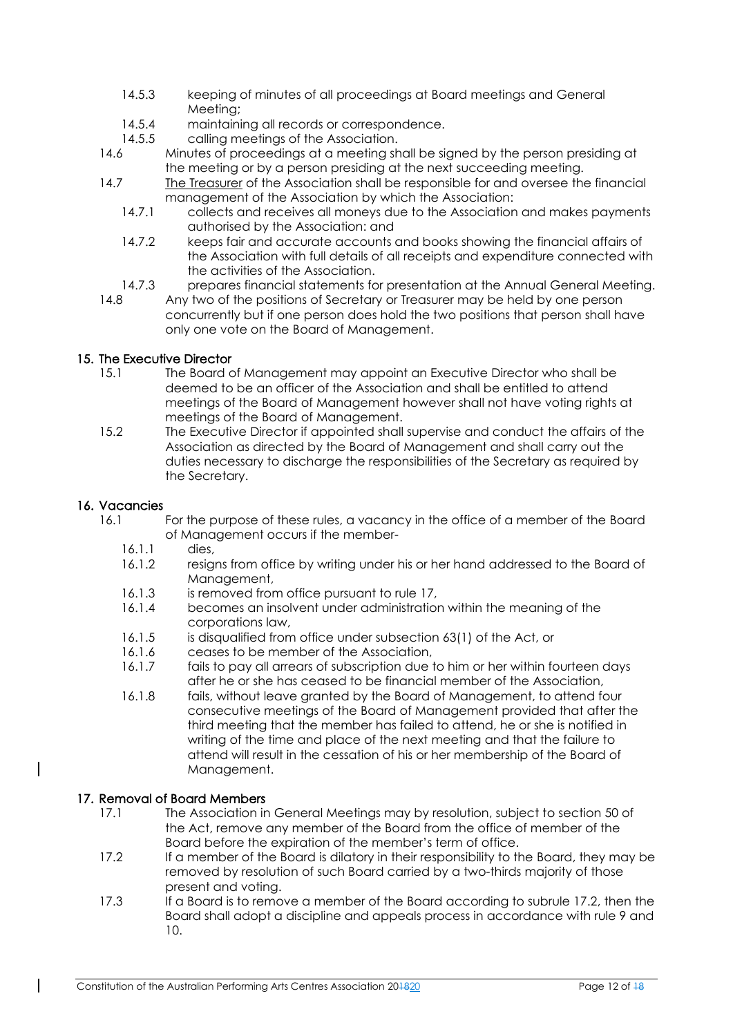14.5.3 keeping of minutes of all proceedings at Board meetings and General Meeting;

14.5.4 maintaining all records or correspondence.

14.5.5 calling meetings of the Association.

14.6 Minutes of proceedings at a meeting shall be signed by the person presiding at the meeting or by a person presiding at the next succeeding meeting.

14.7 The Treasurer of the Association shall be responsible for and oversee the financial management of the Association by which the Association:

14.7.1 collects and receives all moneys due to the Association and makes payments authorised by the Association: and

14.7.2 keeps fair and accurate accounts and books showing the financial affairs of the Association with full details of all receipts and expenditure connected with the activities of the Association.

14.7.3 prepares financial statements for presentation at the Annual General Meeting.

14.8 Any two of the positions of Secretary or Treasurer may be held by one person concurrently but if one person does hold the two positions that person shall have only one vote on the Board of Management.

## 15. The Executive Director

15.1 The Board of Management may appoint an Executive Director who shall be deemed to be an officer of the Association and shall be entitled to attend meetings of the Board of Management however shall not have voting rights at meetings of the Board of Management.

15.2 The Executive Director if appointed shall supervise and conduct the affairs of the Association as directed by the Board of Management and shall carry out the duties necessary to discharge the responsibilities of the Secretary as required by the Secretary.

## 16. Vacancies

16.1 For the purpose of these rules, a vacancy in the office of a member of the Board of Management occurs if the member-

16.1.1 dies,

16.1.2 resigns from office by writing under his or her hand addressed to the Board of Management,

16.1.3 is removed from office pursuant to rule 17,

16.1.4 becomes an insolvent under administration within the meaning of the corporations law,

16.1.5 is disqualified from office under subsection 63(1) of the Act, or

16.1.6 ceases to be member of the Association,

16.1.7 fails to pay all arrears of subscription due to him or her within fourteen days after he or she has ceased to be financial member of the Association,

16.1.8 fails, without leave granted by the Board of Management, to attend four consecutive meetings of the Board of Management provided that after the third meeting that the member has failed to attend, he or she is notified in writing of the time and place of the next meeting and that the failure to attend will result in the cessation of his or her membership of the Board of Management.

## 17. Removal of Board Members

17.1 The Association in General Meetings may by resolution, subject to section 50 of the Act, remove any member of the Board from the office of member of the Board before the expiration of the member's term of office.

17.2 If a member of the Board is dilatory in their responsibility to the Board, they may be removed by resolution of such Board carried by a two-thirds majority of those present and voting.

17.3 If a Board is to remove a member of the Board according to subrule 17.2, then the Board shall adopt a discipline and appeals process in accordance with rule 9 and 10.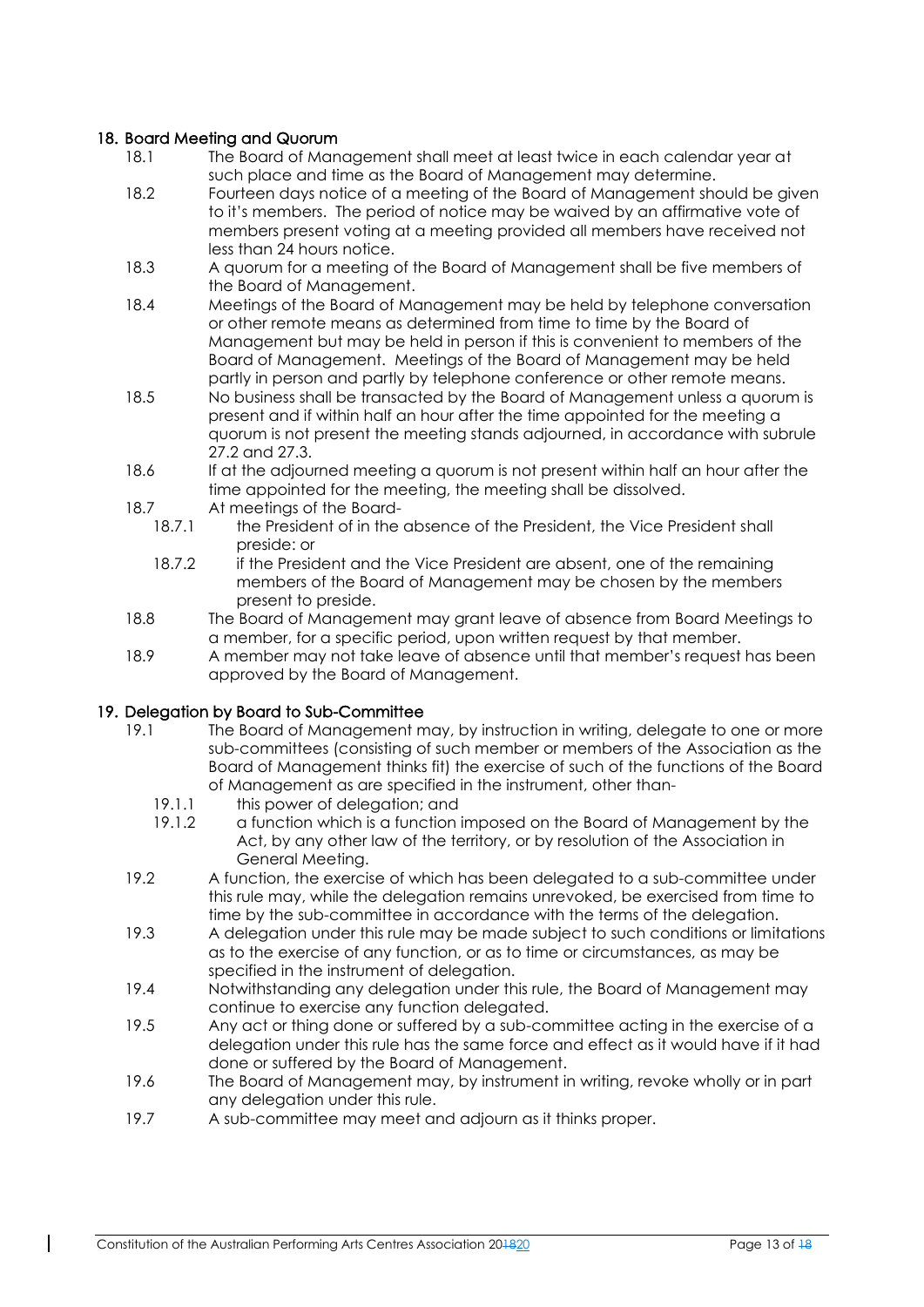## 18. Board Meeting and Quorum

18.1 The Board of Management shall meet at least twice in each calendar year at such place and time as the Board of Management may determine.

18.2 Fourteen days notice of a meeting of the Board of Management should be given to it's members. The period of notice may be waived by an affirmative vote of members present voting at a meeting provided all members have received not less than 24 hours notice.

18.3 A quorum for a meeting of the Board of Management shall be five members of the Board of Management.

18.4 Meetings of the Board of Management may be held by telephone conversation or other remote means as determined from time to time by the Board of Management but may be held in person if this is convenient to members of the Board of Management. Meetings of the Board of Management may be held partly in person and partly by telephone conference or other remote means.

18.5 No business shall be transacted by the Board of Management unless a quorum is present and if within half an hour after the time appointed for the meeting a quorum is not present the meeting stands adjourned, in accordance with subrule 27.2 and 27.3.

18.6 If at the adjourned meeting a quorum is not present within half an hour after the time appointed for the meeting, the meeting shall be dissolved.

18.7 At meetings of the Board-

18.7.1 the President of in the absence of the President, the Vice President shall preside: or

18.7.2 if the President and the Vice President are absent, one of the remaining members of the Board of Management may be chosen by the members present to preside.

18.8 The Board of Management may grant leave of absence from Board Meetings to a member, for a specific period, upon written request by that member.

18.9 A member may not take leave of absence until that member's request has been approved by the Board of Management.

## 19. Delegation by Board to Sub-Committee

19.1 The Board of Management may, by instruction in writing, delegate to one or more sub-committees (consisting of such member or members of the Association as the Board of Management thinks fit) the exercise of such of the functions of the Board of Management as are specified in the instrument, other than-

19.1.1 this power of delegation; and

19.1.2 a function which is a function imposed on the Board of Management by the Act, by any other law of the territory, or by resolution of the Association in General Meeting.

19.2 A function, the exercise of which has been delegated to a sub-committee under this rule may, while the delegation remains unrevoked, be exercised from time to time by the sub-committee in accordance with the terms of the delegation.

19.3 A delegation under this rule may be made subject to such conditions or limitations as to the exercise of any function, or as to time or circumstances, as may be specified in the instrument of delegation.

19.4 Notwithstanding any delegation under this rule, the Board of Management may continue to exercise any function delegated.

19.5 Any act or thing done or suffered by a sub-committee acting in the exercise of a delegation under this rule has the same force and effect as it would have if it had done or suffered by the Board of Management.

19.6 The Board of Management may, by instrument in writing, revoke wholly or in part any delegation under this rule.

19.7 A sub-committee may meet and adjourn as it thinks proper.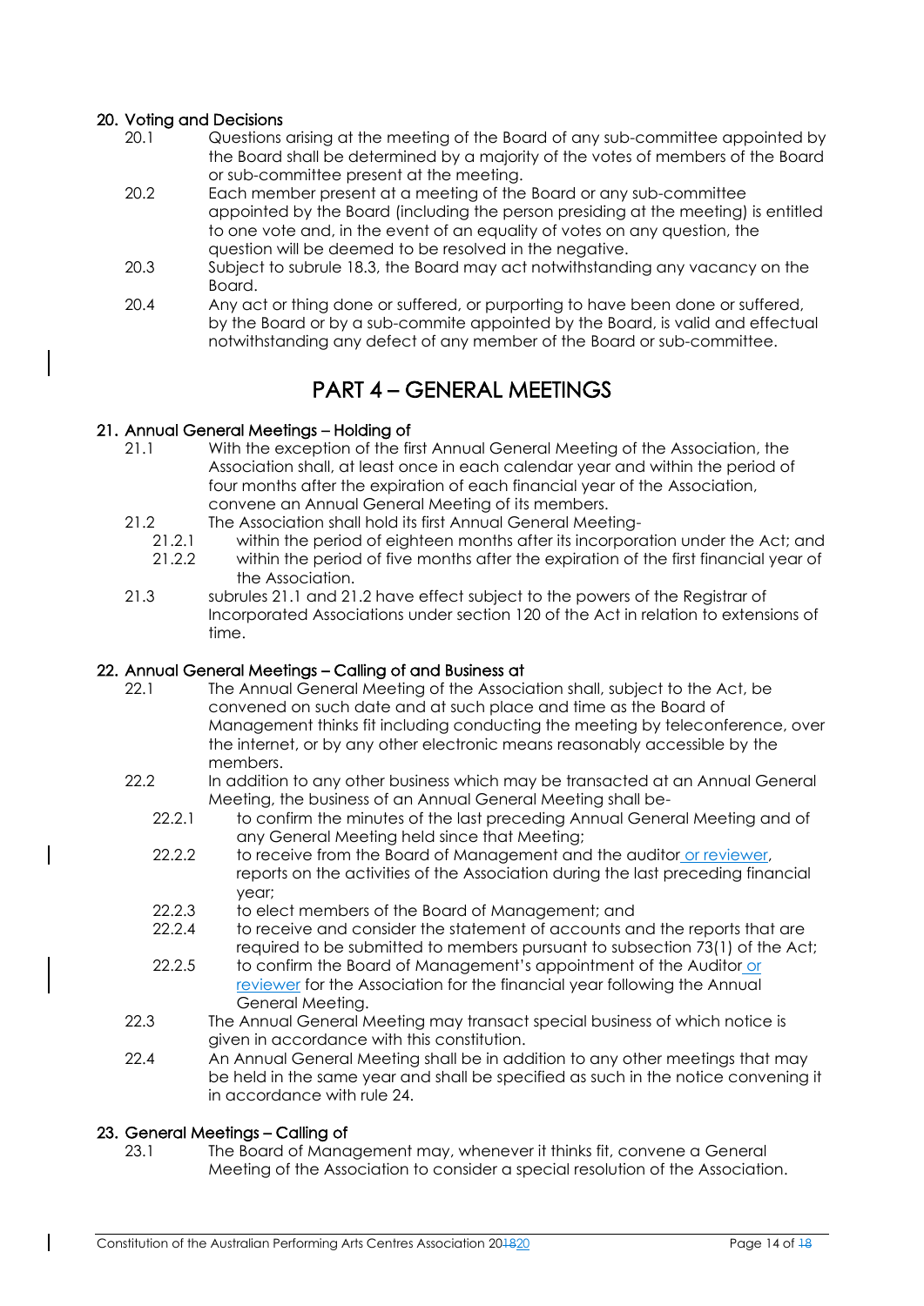## 20. Voting and Decisions

20.1 Questions arising at the meeting of the Board of any sub-committee appointed by the Board shall be determined by a majority of the votes of members of the Board or sub-committee present at the meeting.

20.2 Each member present at a meeting of the Board or any sub-committee appointed by the Board (including the person presiding at the meeting) is entitled to one vote and, in the event of an equality of votes on any question, the question will be deemed to be resolved in the negative.

20.3 Subject to subrule 18.3, the Board may act notwithstanding any vacancy on the Board.

20.4 Any act or thing done or suffered, or purporting to have been done or suffered, by the Board or by a sub-commite appointed by the Board, is valid and effectual notwithstanding any defect of any member of the Board or sub-committee.

# PART 4 – GENERAL MEETINGS

## 21. Annual General Meetings – Holding of

21.1 With the exception of the first Annual General Meeting of the Association, the Association shall, at least once in each calendar year and within the period of four months after the expiration of each financial year of the Association, convene an Annual General Meeting of its members.

21.2 The Association shall hold its first Annual General Meeting-

- 21.2.1 within the period of eighteen months after its incorporation under the Act; and
- 21.2.2 within the period of five months after the expiration of the first financial year of the Association.

21.3 subrules 21.1 and 21.2 have effect subject to the powers of the Registrar of Incorporated Associations under section 120 of the Act in relation to extensions of time.

## 22. Annual General Meetings – Calling of and Business at

22.1 The Annual General Meeting of the Association shall, subject to the Act, be convened on such date and at such place and time as the Board of Management thinks fit including conducting the meeting by teleconference, over the internet, or by any other electronic means reasonably accessible by the members.

22.2 In addition to any other business which may be transacted at an Annual General Meeting, the business of an Annual General Meeting shall be-

- 22.2.1 to confirm the minutes of the last preceding Annual General Meeting and of any General Meeting held since that Meeting;
- 22.2.2 to receive from the Board of Management and the auditor or reviewer, reports on the activities of the Association during the last preceding financial year;
- 22.2.3 to elect members of the Board of Management; and
- 22.2.4 to receive and consider the statement of accounts and the reports that are required to be submitted to members pursuant to subsection 73(1) of the Act;
- 22.2.5 to confirm the Board of Management's appointment of the Auditor or reviewer for the Association for the financial year following the Annual General Meeting.

22.3 The Annual General Meeting may transact special business of which notice is given in accordance with this constitution.

22.4 An Annual General Meeting shall be in addition to any other meetings that may be held in the same year and shall be specified as such in the notice convening it in accordance with rule 24.

## 23. General Meetings – Calling of

23.1 The Board of Management may, whenever it thinks fit, convene a General Meeting of the Association to consider a special resolution of the Association.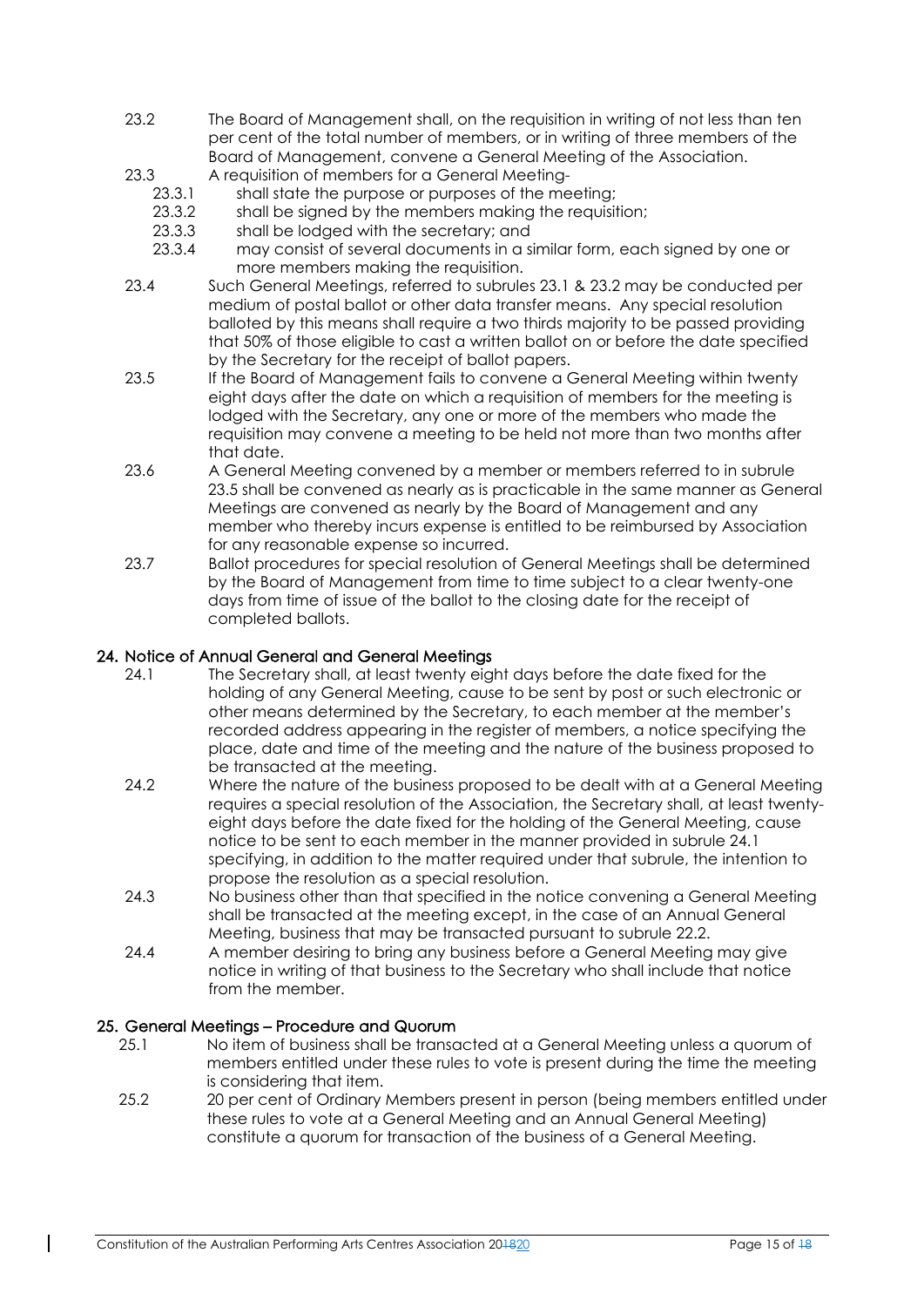23.2 The Board of Management shall, on the requisition in writing of not less than ten per cent of the total number of members, or in writing of three members of the Board of Management, convene a General Meeting of the Association.

23.3 A requisition of members for a General Meeting-

- 23.3.1 shall state the purpose or purposes of the meeting;
- 23.3.2 shall be signed by the members making the requisition;
- 23.3.3 shall be lodged with the secretary; and
- 23.3.4 may consist of several documents in a similar form, each signed by one or more members making the requisition.

23.4 Such General Meetings, referred to subrules 23.1 & 23.2 may be conducted per medium of postal ballot or other data transfer means. Any special resolution balloted by this means shall require a two thirds majority to be passed providing that 50% of those eligible to cast a written ballot on or before the date specified by the Secretary for the receipt of ballot papers.

23.5 If the Board of Management fails to convene a General Meeting within twenty eight days after the date on which a requisition of members for the meeting is lodged with the Secretary, any one or more of the members who made the requisition may convene a meeting to be held not more than two months after that date.

23.6 A General Meeting convened by a member or members referred to in subrule 23.5 shall be convened as nearly as is practicable in the same manner as General Meetings are convened as nearly by the Board of Management and any member who thereby incurs expense is entitled to be reimbursed by Association for any reasonable expense so incurred.

23.7 Ballot procedures for special resolution of General Meetings shall be determined by the Board of Management from time to time subject to a clear twenty-one days from time of issue of the ballot to the closing date for the receipt of completed ballots.

## 24. Notice of Annual General and General Meetings

24.1 The Secretary shall, at least twenty eight days before the date fixed for the holding of any General Meeting, cause to be sent by post or such electronic or other means determined by the Secretary, to each member at the member's recorded address appearing in the register of members, a notice specifying the place, date and time of the meeting and the nature of the business proposed to be transacted at the meeting.

24.2 Where the nature of the business proposed to be dealt with at a General Meeting requires a special resolution of the Association, the Secretary shall, at least twenty-eight days before the date fixed for the holding of the General Meeting, cause notice to be sent to each member in the manner provided in subrule 24.1 specifying, in addition to the matter required under that subrule, the intention to propose the resolution as a special resolution.

24.3 No business other than that specified in the notice convening a General Meeting shall be transacted at the meeting except, in the case of an Annual General Meeting, business that may be transacted pursuant to subrule 22.2.

24.4 A member desiring to bring any business before a General Meeting may give notice in writing of that business to the Secretary who shall include that notice from the member.

## 25. General Meetings – Procedure and Quorum

25.1 No item of business shall be transacted at a General Meeting unless a quorum of members entitled under these rules to vote is present during the time the meeting is considering that item.

25.2 20 per cent of Ordinary Members present in person (being members entitled under these rules to vote at a General Meeting and an Annual General Meeting) constitute a quorum for transaction of the business of a General Meeting.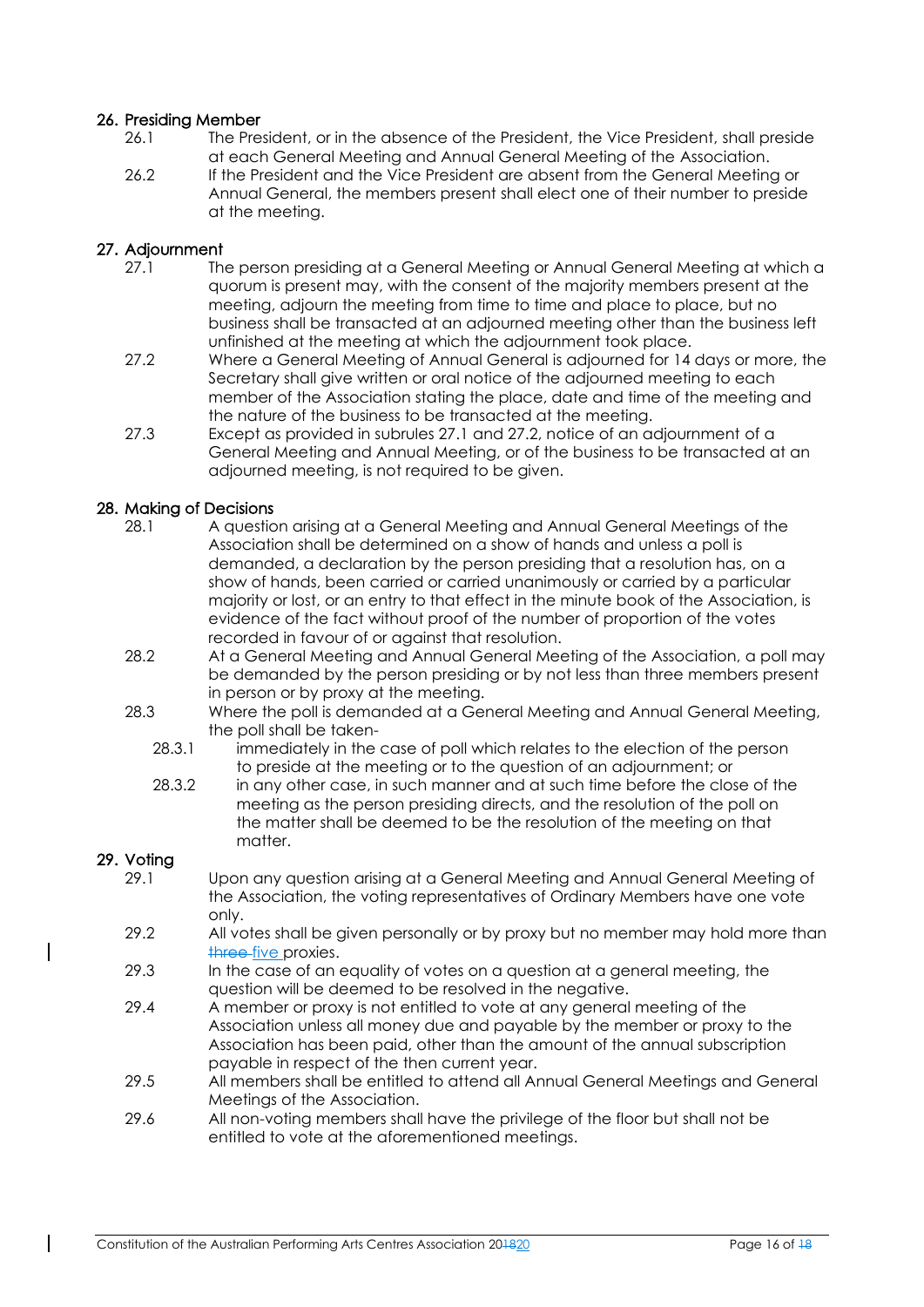## 26. Presiding Member

26.1 The President, or in the absence of the President, the Vice President, shall preside at each General Meeting and Annual General Meeting of the Association.

26.2 If the President and the Vice President are absent from the General Meeting or Annual General, the members present shall elect one of their number to preside at the meeting.

## 27. Adjournment

27.1 The person presiding at a General Meeting or Annual General Meeting at which a quorum is present may, with the consent of the majority members present at the meeting, adjourn the meeting from time to time and place to place, but no business shall be transacted at an adjourned meeting other than the business left unfinished at the meeting at which the adjournment took place.

27.2 Where a General Meeting of Annual General is adjourned for 14 days or more, the Secretary shall give written or oral notice of the adjourned meeting to each member of the Association stating the place, date and time of the meeting and the nature of the business to be transacted at the meeting.

27.3 Except as provided in subrules 27.1 and 27.2, notice of an adjournment of a General Meeting and Annual Meeting, or of the business to be transacted at an adjourned meeting, is not required to be given.

## 28. Making of Decisions

28.1 A question arising at a General Meeting and Annual General Meetings of the Association shall be determined on a show of hands and unless a poll is demanded, a declaration by the person presiding that a resolution has, on a show of hands, been carried or carried unanimously or carried by a particular majority or lost, or an entry to that effect in the minute book of the Association, is evidence of the fact without proof of the number of proportion of the votes recorded in favour of or against that resolution.

28.2 At a General Meeting and Annual General Meeting of the Association, a poll may be demanded by the person presiding or by not less than three members present in person or by proxy at the meeting.

28.3 Where the poll is demanded at a General Meeting and Annual General Meeting, the poll shall be taken-

- 28.3.1 immediately in the case of poll which relates to the election of the person to preside at the meeting or to the question of an adjournment; or
- 28.3.2 in any other case, in such manner and at such time before the close of the meeting as the person presiding directs, and the resolution of the poll on the matter shall be deemed to be the resolution of the meeting on that matter.

## 29. Voting

29.1 Upon any question arising at a General Meeting and Annual General Meeting of the Association, the voting representatives of Ordinary Members have one vote only.

29.2 All votes shall be given personally or by proxy but no member may hold more than ~~three~~ five proxies.

29.3 In the case of an equality of votes on a question at a general meeting, the question will be deemed to be resolved in the negative.

29.4 A member or proxy is not entitled to vote at any general meeting of the Association unless all money due and payable by the member or proxy to the Association has been paid, other than the amount of the annual subscription payable in respect of the then current year.

29.5 All members shall be entitled to attend all Annual General Meetings and General Meetings of the Association.

29.6 All non-voting members shall have the privilege of the floor but shall not be entitled to vote at the aforementioned meetings.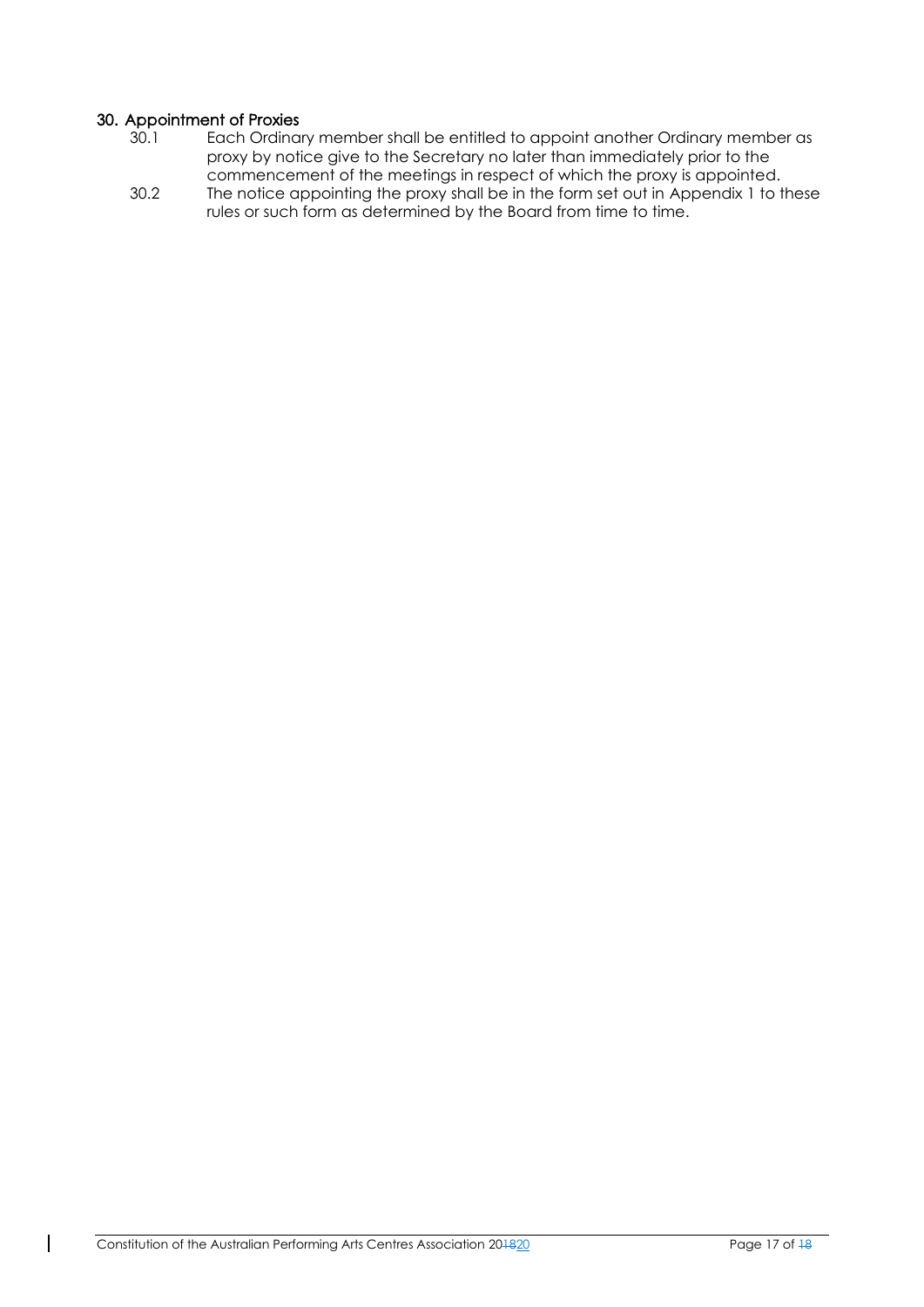## 30. Appointment of Proxies

30.1 Each Ordinary member shall be entitled to appoint another Ordinary member as proxy by notice give to the Secretary no later than immediately prior to the commencement of the meetings in respect of which the proxy is appointed.

30.2 The notice appointing the proxy shall be in the form set out in Appendix 1 to these rules or such form as determined by the Board from time to time.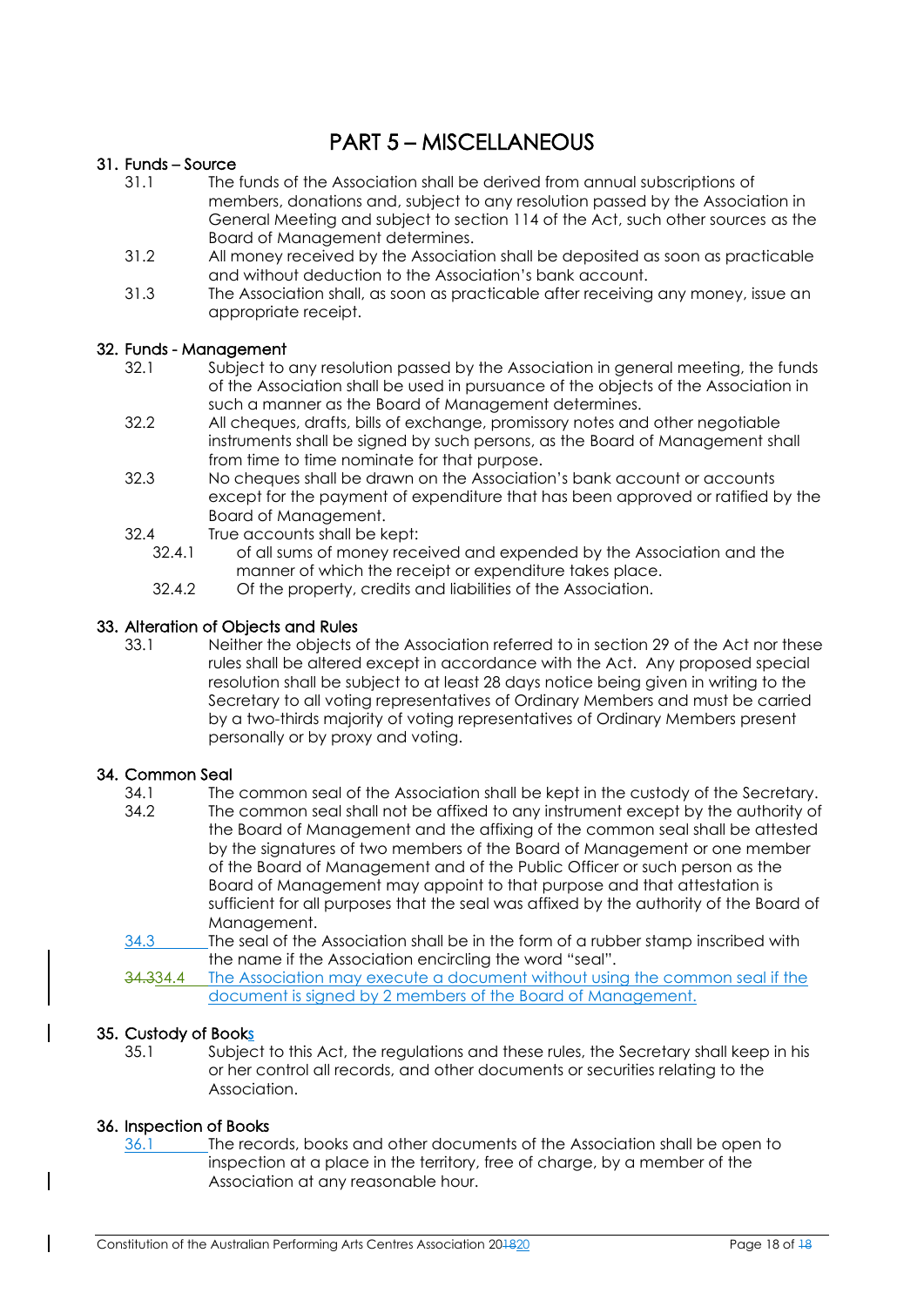# PART 5 – MISCELLANEOUS

## 31. Funds – Source

31.1 The funds of the Association shall be derived from annual subscriptions of members, donations and, subject to any resolution passed by the Association in General Meeting and subject to section 114 of the Act, such other sources as the Board of Management determines.

31.2 All money received by the Association shall be deposited as soon as practicable and without deduction to the Association's bank account.

31.3 The Association shall, as soon as practicable after receiving any money, issue an appropriate receipt.

## 32. Funds - Management

32.1 Subject to any resolution passed by the Association in general meeting, the funds of the Association shall be used in pursuance of the objects of the Association in such a manner as the Board of Management determines.

32.2 All cheques, drafts, bills of exchange, promissory notes and other negotiable instruments shall be signed by such persons, as the Board of Management shall from time to time nominate for that purpose.

32.3 No cheques shall be drawn on the Association's bank account or accounts except for the payment of expenditure that has been approved or ratified by the Board of Management.

32.4 True accounts shall be kept:

- 32.4.1 of all sums of money received and expended by the Association and the manner of which the receipt or expenditure takes place.
- 32.4.2 Of the property, credits and liabilities of the Association.

## 33. Alteration of Objects and Rules

33.1 Neither the objects of the Association referred to in section 29 of the Act nor these rules shall be altered except in accordance with the Act. Any proposed special resolution shall be subject to at least 28 days notice being given in writing to the Secretary to all voting representatives of Ordinary Members and must be carried by a two-thirds majority of voting representatives of Ordinary Members present personally or by proxy and voting.

## 34. Common Seal

34.1 The common seal of the Association shall be kept in the custody of the Secretary.

34.2 The common seal shall not be affixed to any instrument except by the authority of the Board of Management and the affixing of the common seal shall be attested by the signatures of two members of the Board of Management or one member of the Board of Management and of the Public Officer or such person as the Board of Management may appoint to that purpose and that attestation is sufficient for all purposes that the seal was affixed by the authority of the Board of Management.

34.3 The seal of the Association shall be in the form of a rubber stamp inscribed with the name if the Association encircling the word "seal".

34.4 The Association may execute a document without using the common seal if the document is signed by 2 members of the Board of Management.

## 35. Custody of Books

35.1 Subject to this Act, the regulations and these rules, the Secretary shall keep in his or her control all records, and other documents or securities relating to the Association.

## 36. Inspection of Books

36.1 The records, books and other documents of the Association shall be open to inspection at a place in the territory, free of charge, by a member of the Association at any reasonable hour.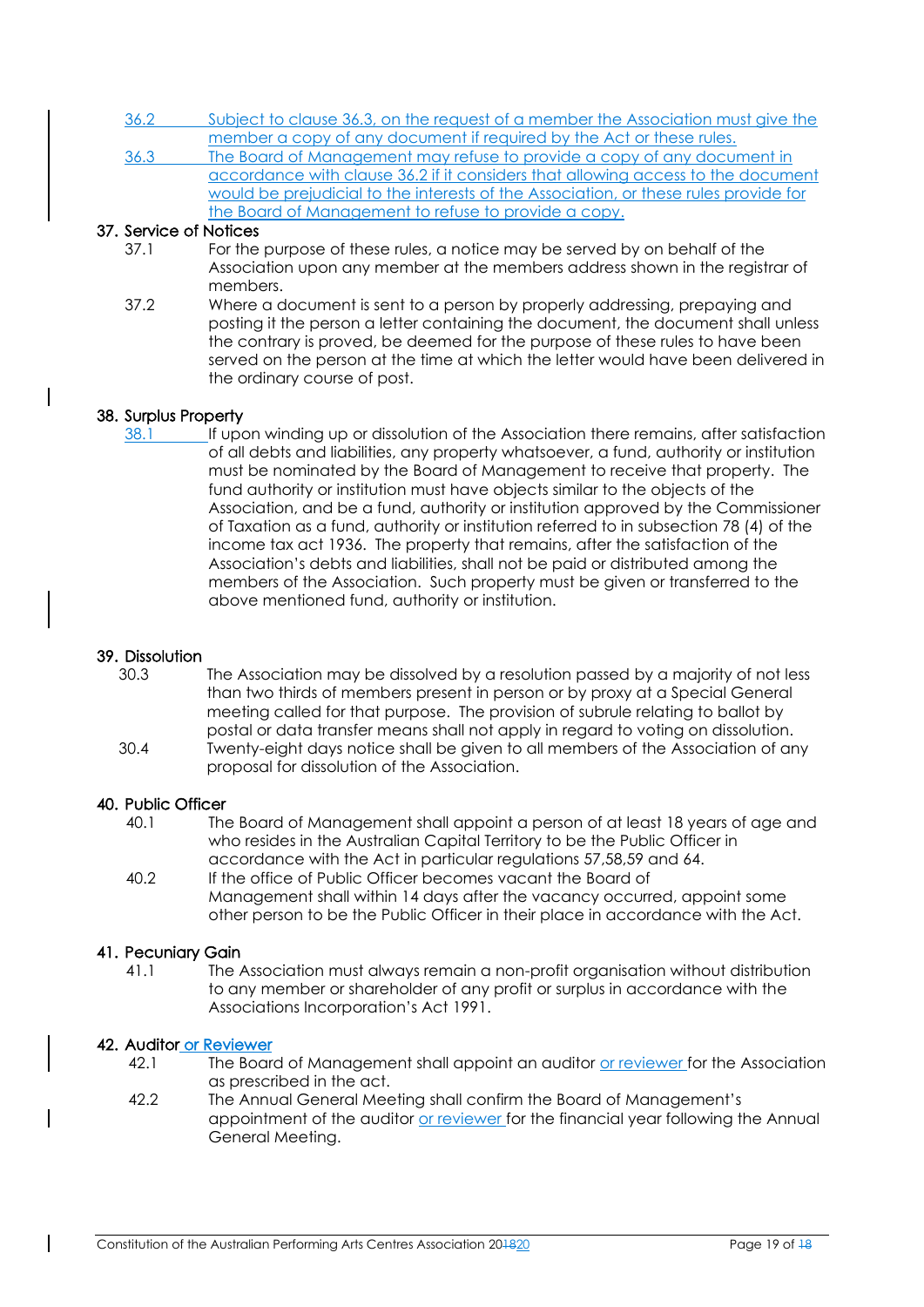36.2 Subject to clause 36.3, on the request of a member the Association must give the member a copy of any document if required by the Act or these rules.

36.3 The Board of Management may refuse to provide a copy of any document in accordance with clause 36.2 if it considers that allowing access to the document would be prejudicial to the interests of the Association, or these rules provide for the Board of Management to refuse to provide a copy.

## 37. Service of Notices

37.1 For the purpose of these rules, a notice may be served by on behalf of the Association upon any member at the members address shown in the registrar of members.

37.2 Where a document is sent to a person by properly addressing, prepaying and posting it the person a letter containing the document, the document shall unless the contrary is proved, be deemed for the purpose of these rules to have been served on the person at the time at which the letter would have been delivered in the ordinary course of post.

## 38. Surplus Property

38.1 If upon winding up or dissolution of the Association there remains, after satisfaction of all debts and liabilities, any property whatsoever, a fund, authority or institution must be nominated by the Board of Management to receive that property. The fund authority or institution must have objects similar to the objects of the Association, and be a fund, authority or institution approved by the Commissioner of Taxation as a fund, authority or institution referred to in subsection 78 (4) of the income tax act 1936. The property that remains, after the satisfaction of the Association's debts and liabilities, shall not be paid or distributed among the members of the Association. Such property must be given or transferred to the above mentioned fund, authority or institution.

## 39. Dissolution

30.3 The Association may be dissolved by a resolution passed by a majority of not less than two thirds of members present in person or by proxy at a Special General meeting called for that purpose. The provision of subrule relating to ballot by postal or data transfer means shall not apply in regard to voting on dissolution.

30.4 Twenty-eight days notice shall be given to all members of the Association of any proposal for dissolution of the Association.

## 40. Public Officer

40.1 The Board of Management shall appoint a person of at least 18 years of age and who resides in the Australian Capital Territory to be the Public Officer in accordance with the Act in particular regulations 57,58,59 and 64.

40.2 If the office of Public Officer becomes vacant the Board of Management shall within 14 days after the vacancy occurred, appoint some other person to be the Public Officer in their place in accordance with the Act.

## 41. Pecuniary Gain

41.1 The Association must always remain a non-profit organisation without distribution to any member or shareholder of any profit or surplus in accordance with the Associations Incorporation's Act 1991.

## 42. Auditor or Reviewer

42.1 The Board of Management shall appoint an auditor or reviewer for the Association as prescribed in the act.

42.2 The Annual General Meeting shall confirm the Board of Management's appointment of the auditor or reviewer for the financial year following the Annual General Meeting.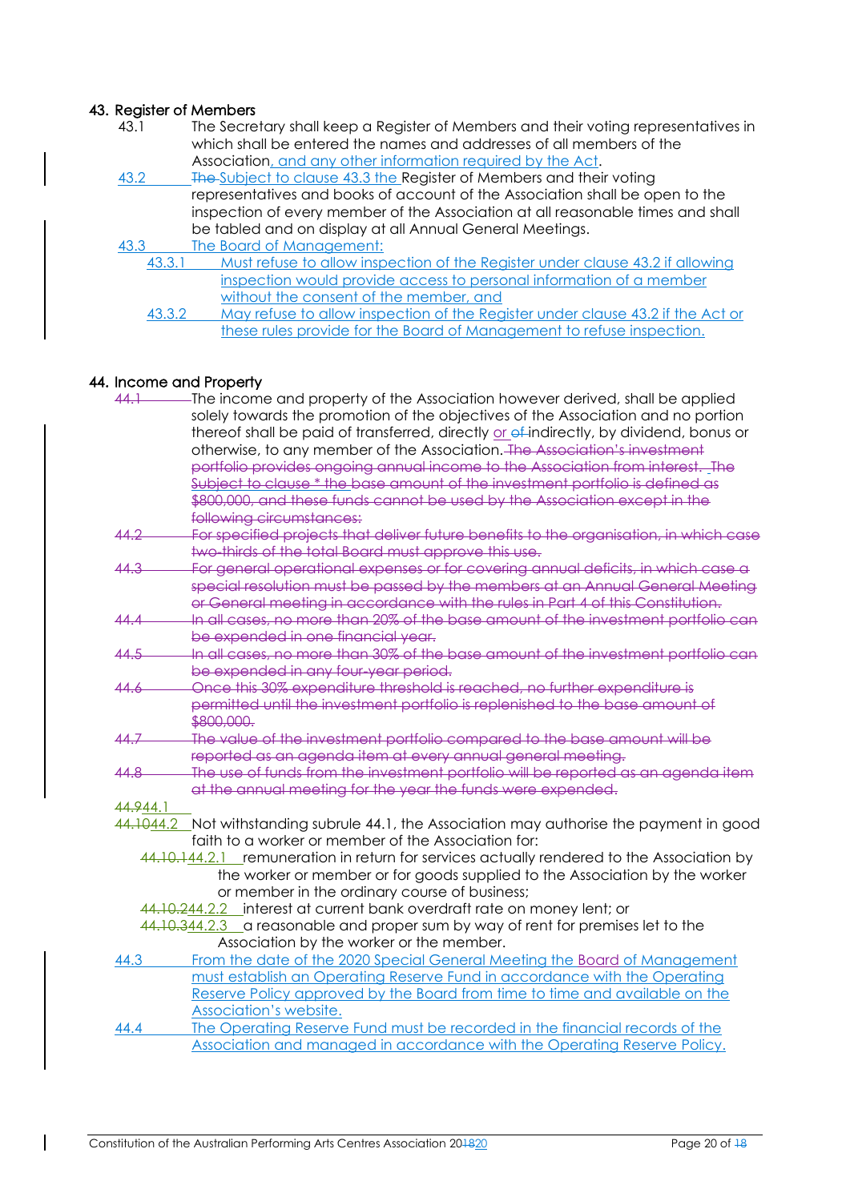## 43. Register of Members

43.1 The Secretary shall keep a Register of Members and their voting representatives in which shall be entered the names and addresses of all members of the Association, and any other information required by the Act.

43.2 ~~The~~ Subject to clause 43.3 the Register of Members and their voting representatives and books of account of the Association shall be open to the inspection of every member of the Association at all reasonable times and shall be tabled and on display at all Annual General Meetings.

43.3 The Board of Management:

- 43.3.1 Must refuse to allow inspection of the Register under clause 43.2 if allowing inspection would provide access to personal information of a member without the consent of the member, and
- 43.3.2 May refuse to allow inspection of the Register under clause 43.2 if the Act or these rules provide for the Board of Management to refuse inspection.

## 44. Income and Property

~~44.1~~ The income and property of the Association however derived, shall be applied solely towards the promotion of the objectives of the Association and no portion thereof shall be paid of transferred, directly or ~~of~~ indirectly, by dividend, bonus or otherwise, to any member of the Association. ~~The Association's investment portfolio provides ongoing annual income to the Association from interest. The Subject to clause * the base amount of the investment portfolio is defined as $800,000, and these funds cannot be used by the Association except in the following circumstances:~~

~~44.2 For specified projects that deliver future benefits to the organisation, in which case two-thirds of the total Board must approve this use.~~

~~44.3 For general operational expenses or for covering annual deficits, in which case a special resolution must be passed by the members at an Annual General Meeting or General meeting in accordance with the rules in Part 4 of this Constitution.~~

~~44.4 In all cases, no more than 20% of the base amount of the investment portfolio can be expended in one financial year.~~

~~44.5 In all cases, no more than 30% of the base amount of the investment portfolio can be expended in any four-year period.~~

~~44.6 Once this 30% expenditure threshold is reached, no further expenditure is permitted until the investment portfolio is replenished to the base amount of $800,000.~~

~~44.7 The value of the investment portfolio compared to the base amount will be reported as an agenda item at every annual general meeting.~~

~~44.8 The use of funds from the investment portfolio will be reported as an agenda item at the annual meeting for the year the funds were expended.~~

~~44.9~~44.1

~~44.10~~44.2 Not withstanding subrule 44.1, the Association may authorise the payment in good faith to a worker or member of the Association for:

- ~~44.10.1~~44.2.1 remuneration in return for services actually rendered to the Association by the worker or member or for goods supplied to the Association by the worker or member in the ordinary course of business;
- ~~44.10.2~~44.2.2 interest at current bank overdraft rate on money lent; or
- ~~44.10.3~~44.2.3 a reasonable and proper sum by way of rent for premises let to the Association by the worker or the member.

44.3 From the date of the 2020 Special General Meeting the Board of Management must establish an Operating Reserve Fund in accordance with the Operating Reserve Policy approved by the Board from time to time and available on the Association's website.

44.4 The Operating Reserve Fund must be recorded in the financial records of the Association and managed in accordance with the Operating Reserve Policy.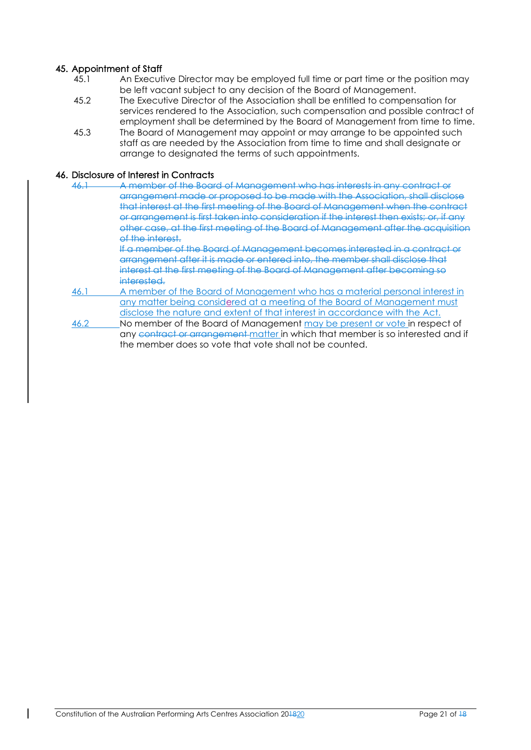## 45. Appointment of Staff

45.1 An Executive Director may be employed full time or part time or the position may be left vacant subject to any decision of the Board of Management.

45.2 The Executive Director of the Association shall be entitled to compensation for services rendered to the Association, such compensation and possible contract of employment shall be determined by the Board of Management from time to time.

45.3 The Board of Management may appoint or may arrange to be appointed such staff as are needed by the Association from time to time and shall designate or arrange to designated the terms of such appointments.

## 46. Disclosure of Interest in Contracts

~~46.1 A member of the Board of Management who has interests in any contract or arrangement made or proposed to be made with the Association, shall disclose that interest at the first meeting of the Board of Management when the contract or arrangement is first taken into consideration if the interest then exists; or, if any other case, at the first meeting of the Board of Management after the acquisition of the interest.~~

~~If a member of the Board of Management becomes interested in a contract or arrangement after it is made or entered into, the member shall disclose that interest at the first meeting of the Board of Management after becoming so interested.~~

46.1 A member of the Board of Management who has a material personal interest in any matter being considered at a meeting of the Board of Management must disclose the nature and extent of that interest in accordance with the Act.

46.2 No member of the Board of Management may be present or vote in respect of any ~~contract or arrangement~~ matter in which that member is so interested and if the member does so vote that vote shall not be counted.